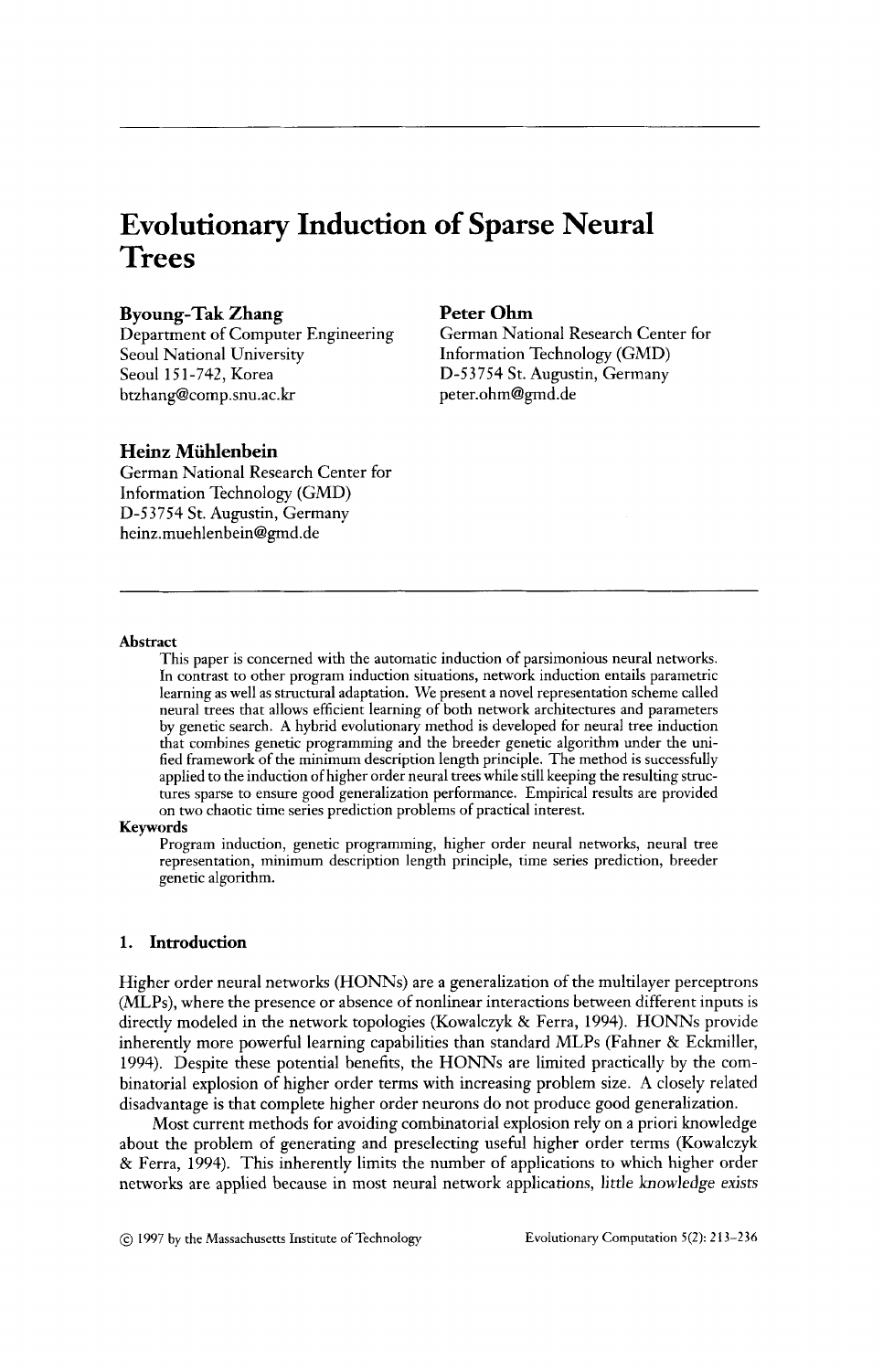# Evolutionary Induction of Sparse Neural Trees

**Byoung-Tak Zhang**
Department of Computer Engineering
Seoul National University
Seoul 151-742, Korea
btzhang@comp.snu.ac.kr

**Peter Ohm**
German National Research Center for Information Technology (GMD)
D-53754 St. Augustin, Germany
peter.ohm@gmd.de

**Heinz Mühlenbein**
German National Research Center for Information Technology (GMD)
D-53754 St. Augustin, Germany
heinz.muehlenbein@gmd.de

---

**Abstract**

This paper is concerned with the automatic induction of parsimonious neural networks. In contrast to other program induction situations, network induction entails parametric learning as well as structural adaptation. We present a novel representation scheme called neural trees that allows efficient learning of both network architectures and parameters by genetic search. A hybrid evolutionary method is developed for neural tree induction that combines genetic programming and the breeder genetic algorithm under the unified framework of the minimum description length principle. The method is successfully applied to the induction of higher order neural trees while still keeping the resulting structures sparse to ensure good generalization performance. Empirical results are provided on two chaotic time series prediction problems of practical interest.

**Keywords**

Program induction, genetic programming, higher order neural networks, neural tree representation, minimum description length principle, time series prediction, breeder genetic algorithm.

## 1. Introduction

Higher order neural networks (HONNs) are a generalization of the multilayer perceptrons (MLPs), where the presence or absence of nonlinear interactions between different inputs is directly modeled in the network topologies (Kowalczyk & Ferra, 1994). HONNs provide inherently more powerful learning capabilities than standard MLPs (Fahner & Eckmiller, 1994). Despite these potential benefits, the HONNs are limited practically by the combinatorial explosion of higher order terms with increasing problem size. A closely related disadvantage is that complete higher order neurons do not produce good generalization.

Most current methods for avoiding combinatorial explosion rely on a priori knowledge about the problem of generating and preselecting useful higher order terms (Kowalczyk & Ferra, 1994). This inherently limits the number of applications to which higher order networks are applied because in most neural network applications, *little knowledge exists*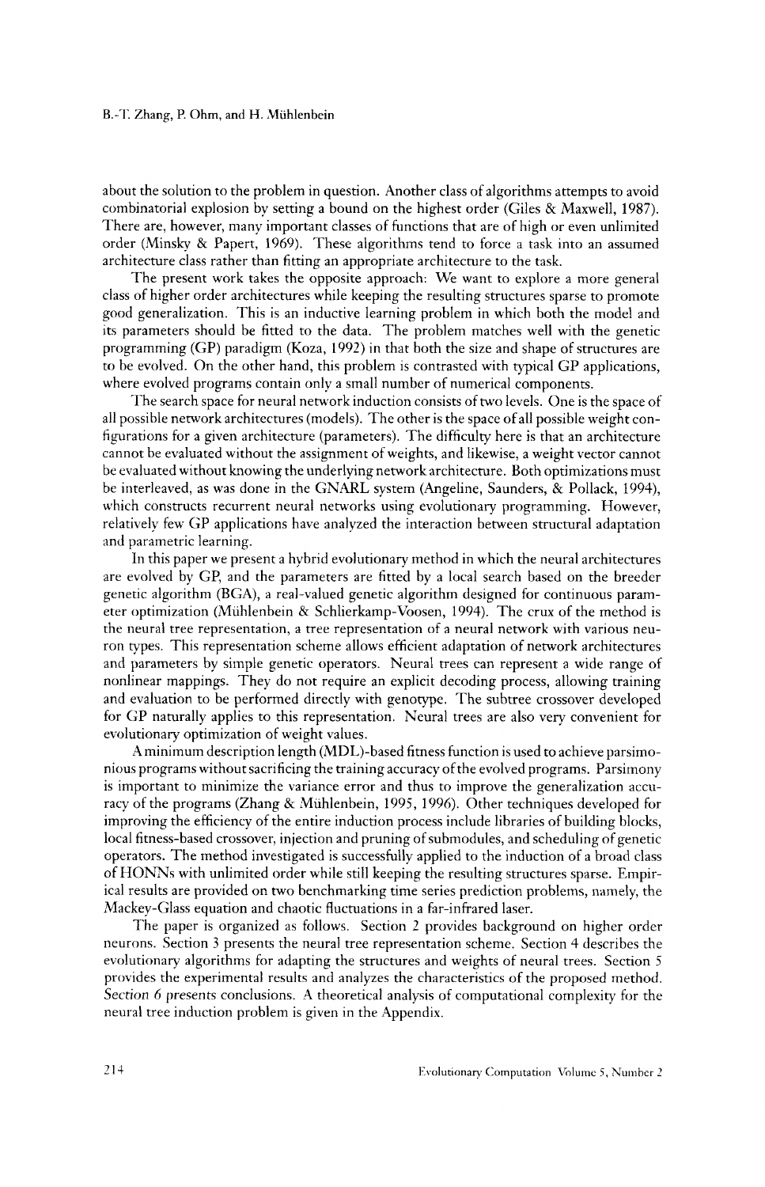about the solution to the problem in question. Another class of algorithms attempts to avoid combinatorial explosion by setting a bound on the highest order (Giles & Maxwell, 1987). There are, however, many important classes of functions that are of high or even unlimited order (Minsky & Papert, 1969). These algorithms tend to force a task into an assumed architecture class rather than fitting an appropriate architecture to the task.

The present work takes the opposite approach: We want to explore a more general class of higher order architectures while keeping the resulting structures sparse to promote good generalization. This is an inductive learning problem in which both the model and its parameters should be fitted to the data. The problem matches well with the genetic programming (GP) paradigm (Koza, 1992) in that both the size and shape of structures are to be evolved. On the other hand, this problem is contrasted with typical GP applications, where evolved programs contain only a small number of numerical components.

The search space for neural network induction consists of two levels. One is the space of all possible network architectures (models). The other is the space of all possible weight configurations for a given architecture (parameters). The difficulty here is that an architecture cannot be evaluated without the assignment of weights, and likewise, a weight vector cannot be evaluated without knowing the underlying network architecture. Both optimizations must be interleaved, as was done in the GNARL system (Angeline, Saunders, & Pollack, 1994), which constructs recurrent neural networks using evolutionary programming. However, relatively few GP applications have analyzed the interaction between structural adaptation and parametric learning.

In this paper we present a hybrid evolutionary method in which the neural architectures are evolved by GP, and the parameters are fitted by a local search based on the breeder genetic algorithm (BGA), a real-valued genetic algorithm designed for continuous parameter optimization (Mühlenbein & Schlierkamp-Voosen, 1994). The crux of the method is the neural tree representation, a tree representation of a neural network with various neuron types. This representation scheme allows efficient adaptation of network architectures and parameters by simple genetic operators. Neural trees can represent a wide range of nonlinear mappings. They do not require an explicit decoding process, allowing training and evaluation to be performed directly with genotype. The subtree crossover developed for GP naturally applies to this representation. Neural trees are also very convenient for evolutionary optimization of weight values.

A minimum description length (MDL)-based fitness function is used to achieve parsimonious programs without sacrificing the training accuracy of the evolved programs. Parsimony is important to minimize the variance error and thus to improve the generalization accuracy of the programs (Zhang & Mühlenbein, 1995, 1996). Other techniques developed for improving the efficiency of the entire induction process include libraries of building blocks, local fitness-based crossover, injection and pruning of submodules, and scheduling of genetic operators. The method investigated is successfully applied to the induction of a broad class of HONNs with unlimited order while still keeping the resulting structures sparse. Empirical results are provided on two benchmarking time series prediction problems, namely, the Mackey-Glass equation and chaotic fluctuations in a far-infrared laser.

The paper is organized as follows. Section 2 provides background on higher order neurons. Section 3 presents the neural tree representation scheme. Section 4 describes the evolutionary algorithms for adapting the structures and weights of neural trees. Section 5 provides the experimental results and analyzes the characteristics of the proposed method. Section 6 presents conclusions. A theoretical analysis of computational complexity for the neural tree induction problem is given in the Appendix.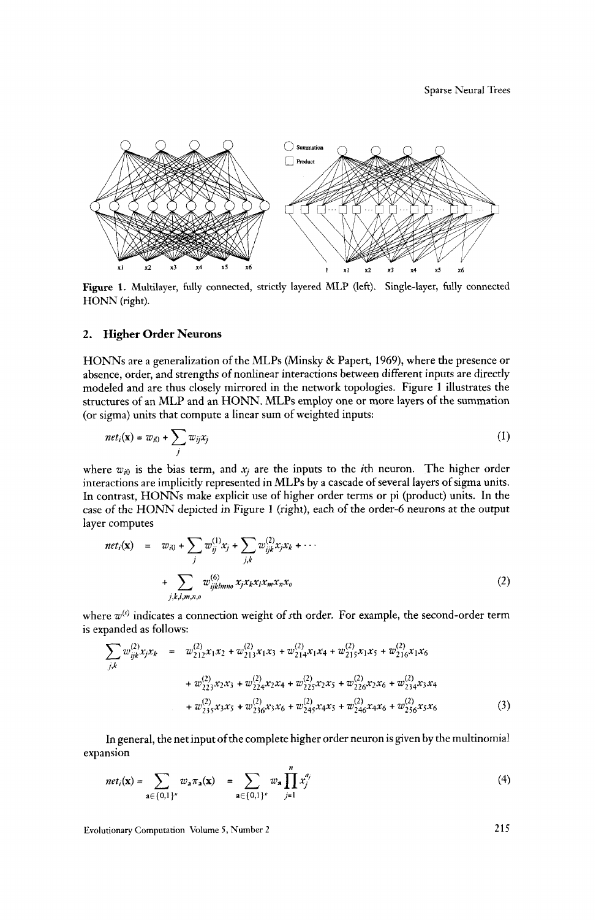Figure 1. Multilayer, fully connected, strictly layered MLP (left). Single-layer, fully connected HONN (right).

## 2. Higher Order Neurons

HONNs are a generalization of the MLPs (Minsky & Papert, 1969), where the presence or absence, order, and strengths of nonlinear interactions between different inputs are directly modeled and are thus closely mirrored in the network topologies. Figure 1 illustrates the structures of an MLP and an HONN. MLPs employ one or more layers of the summation (or sigma) units that compute a linear sum of weighted inputs:

$$net_i(\mathbf{x}) = w_{i0} + \sum_j w_{ij} x_j \tag{1}$$

where $w_{i0}$ is the bias term, and $x_j$ are the inputs to the $i$th neuron. The higher order interactions are implicitly represented in MLPs by a cascade of several layers of sigma units. In contrast, HONNs make explicit use of higher order terms or pi (product) units. In the case of the HONN depicted in Figure 1 (right), each of the order-6 neurons at the output layer computes

$$\begin{aligned} net_i(\mathbf{x}) &= w_{i0} + \sum_j w_{ij}^{(1)} x_j + \sum_{j,k} w_{ijk}^{(2)} x_j x_k + \cdots \\ &+ \sum_{j,k,l,m,n,o} w_{ijklmno}^{(6)} x_j x_k x_l x_m x_n x_o \end{aligned} \tag{2}$$

where $w^{(s)}$ indicates a connection weight of $s$th order. For example, the second-order term is expanded as follows:

$$\begin{aligned} \sum_{j,k} w_{ijk}^{(2)} x_j x_k &= w_{212}^{(2)} x_1 x_2 + w_{213}^{(2)} x_1 x_3 + w_{214}^{(2)} x_1 x_4 + w_{215}^{(2)} x_1 x_5 + w_{216}^{(2)} x_1 x_6 \\ &+ w_{223}^{(2)} x_2 x_3 + w_{224}^{(2)} x_2 x_4 + w_{225}^{(2)} x_2 x_5 + w_{226}^{(2)} x_2 x_6 + w_{234}^{(2)} x_3 x_4 \\ &+ w_{235}^{(2)} x_3 x_5 + w_{236}^{(2)} x_3 x_6 + w_{245}^{(2)} x_4 x_5 + w_{246}^{(2)} x_4 x_6 + w_{256}^{(2)} x_5 x_6 \end{aligned} \tag{3}$$

In general, the net input of the complete higher order neuron is given by the multinomial expansion

$$net_i(\mathbf{x}) = \sum_{\mathbf{a} \in \{0,1\}^n} w_{\mathbf{a}} \pi_{\mathbf{a}}(\mathbf{x}) = \sum_{\mathbf{a} \in \{0,1\}^n} w_{\mathbf{a}} \prod_{j=1}^{n} x_j^{a_j} \tag{4}$$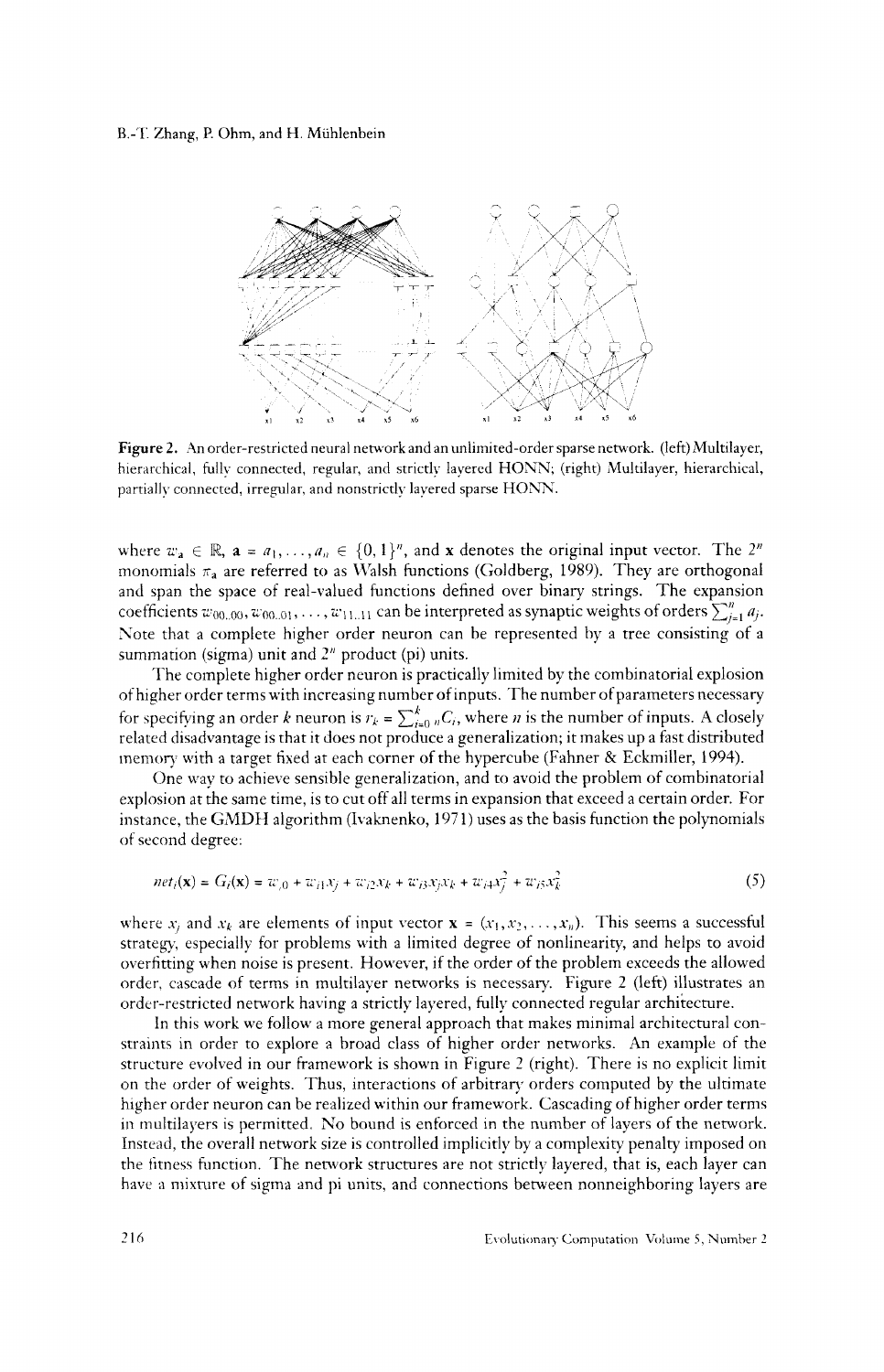**Figure 2.** An order-restricted neural network and an unlimited-order sparse network. (left) Multilayer, hierarchical, fully connected, regular, and strictly layered HONN; (right) Multilayer, hierarchical, partially connected, irregular, and nonstrictly layered sparse HONN.

where $w_{\mathbf{a}} \in \mathbb{R}$, $\mathbf{a} = a_1, \ldots, a_n \in \{0, 1\}^n$, and $\mathbf{x}$ denotes the original input vector. The $2^n$ monomials $\pi_{\mathbf{a}}$ are referred to as Walsh functions (Goldberg, 1989). They are orthogonal and span the space of real-valued functions defined over binary strings. The expansion coefficients $w_{00..00}, w_{00..01}, \ldots, w_{11..11}$ can be interpreted as synaptic weights of orders $\sum_{j=1}^{n} a_j$. Note that a complete higher order neuron can be represented by a tree consisting of a summation (sigma) unit and $2^n$ product (pi) units.

The complete higher order neuron is practically limited by the combinatorial explosion of higher order terms with increasing number of inputs. The number of parameters necessary for specifying an order $k$ neuron is $r_k = \sum_{i=0}^{k} {}_nC_i$, where $n$ is the number of inputs. A closely related disadvantage is that it does not produce a generalization; it makes up a fast distributed memory with a target fixed at each corner of the hypercube (Fahner & Eckmiller, 1994).

One way to achieve sensible generalization, and to avoid the problem of combinatorial explosion at the same time, is to cut off all terms in expansion that exceed a certain order. For instance, the GMDH algorithm (Ivaknenko, 1971) uses as the basis function the polynomials of second degree:

$$net_i(\mathbf{x}) = G_i(\mathbf{x}) = w_{i0} + w_{i1}x_j + w_{i2}x_k + w_{i3}x_jx_k + w_{i4}x_j^2 + w_{i5}x_k^2 \tag{5}$$

where $x_j$ and $x_k$ are elements of input vector $\mathbf{x} = (x_1, x_2, \ldots, x_n)$. This seems a successful strategy, especially for problems with a limited degree of nonlinearity, and helps to avoid overfitting when noise is present. However, if the order of the problem exceeds the allowed order, cascade of terms in multilayer networks is necessary. Figure 2 (left) illustrates an order-restricted network having a strictly layered, fully connected regular architecture.

In this work we follow a more general approach that makes minimal architectural constraints in order to explore a broad class of higher order networks. An example of the structure evolved in our framework is shown in Figure 2 (right). There is no explicit limit on the order of weights. Thus, interactions of arbitrary orders computed by the ultimate higher order neuron can be realized within our framework. Cascading of higher order terms in multilayers is permitted. No bound is enforced in the number of layers of the network. Instead, the overall network size is controlled implicitly by a complexity penalty imposed on the fitness function. The network structures are not strictly layered, that is, each layer can have a mixture of sigma and pi units, and connections between nonneighboring layers are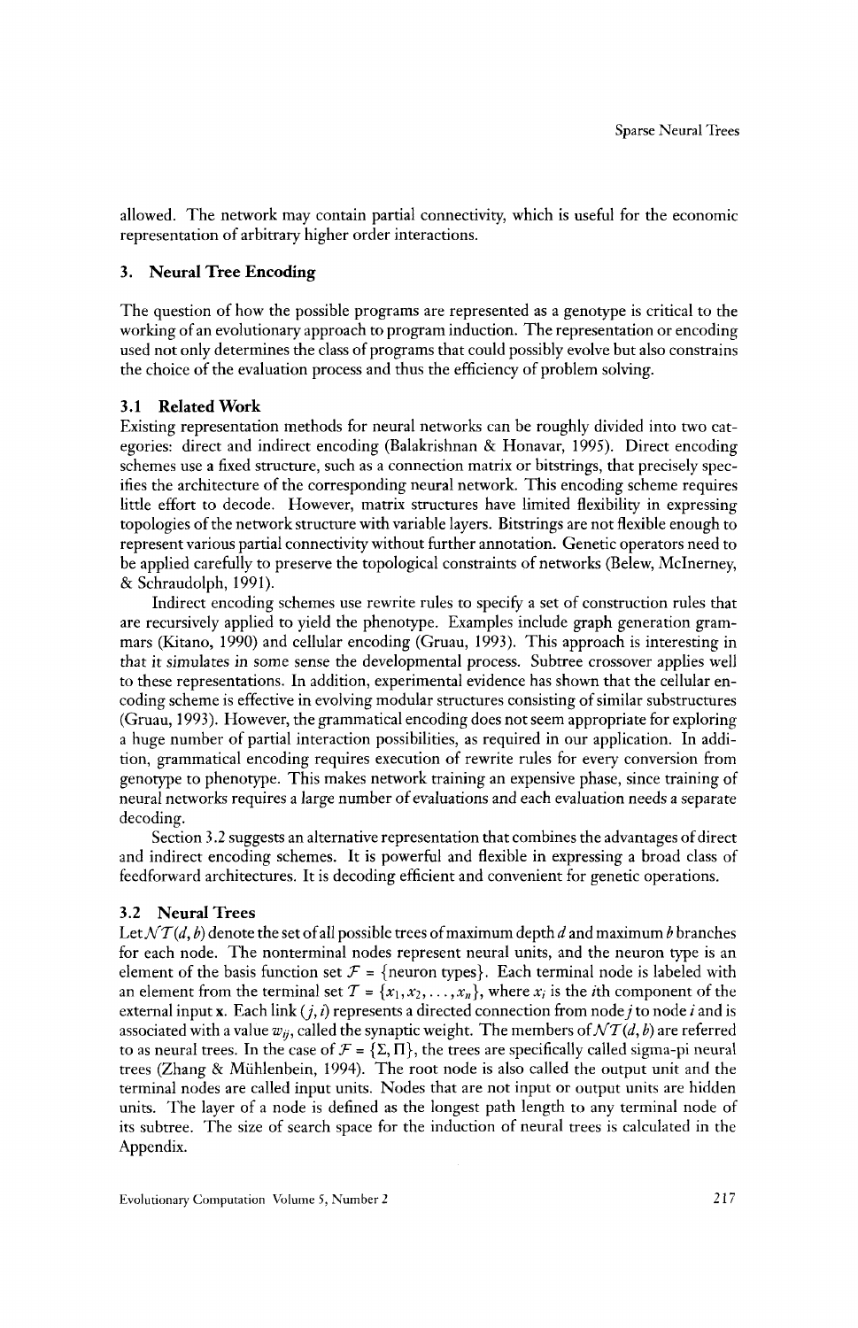allowed. The network may contain partial connectivity, which is useful for the economic representation of arbitrary higher order interactions.

## 3. Neural Tree Encoding

The question of how the possible programs are represented as a genotype is critical to the working of an evolutionary approach to program induction. The representation or encoding used not only determines the class of programs that could possibly evolve but also constrains the choice of the evaluation process and thus the efficiency of problem solving.

### 3.1 Related Work

Existing representation methods for neural networks can be roughly divided into two categories: direct and indirect encoding (Balakrishnan & Honavar, 1995). Direct encoding schemes use a fixed structure, such as a connection matrix or bitstrings, that precisely specifies the architecture of the corresponding neural network. This encoding scheme requires little effort to decode. However, matrix structures have limited flexibility in expressing topologies of the network structure with variable layers. Bitstrings are not flexible enough to represent various partial connectivity without further annotation. Genetic operators need to be applied carefully to preserve the topological constraints of networks (Belew, McInerney, & Schraudolph, 1991).

Indirect encoding schemes use rewrite rules to specify a set of construction rules that are recursively applied to yield the phenotype. Examples include graph generation grammars (Kitano, 1990) and cellular encoding (Gruau, 1993). This approach is interesting in that it simulates in some sense the developmental process. Subtree crossover applies well to these representations. In addition, experimental evidence has shown that the cellular encoding scheme is effective in evolving modular structures consisting of similar substructures (Gruau, 1993). However, the grammatical encoding does not seem appropriate for exploring a huge number of partial interaction possibilities, as required in our application. In addition, grammatical encoding requires execution of rewrite rules for every conversion from genotype to phenotype. This makes network training an expensive phase, since training of neural networks requires a large number of evaluations and each evaluation needs a separate decoding.

Section 3.2 suggests an alternative representation that combines the advantages of direct and indirect encoding schemes. It is powerful and flexible in expressing a broad class of feedforward architectures. It is decoding efficient and convenient for genetic operations.

### 3.2 Neural Trees

Let $\mathcal{NT}(d, b)$ denote the set of all possible trees of maximum depth $d$ and maximum $b$ branches for each node. The nonterminal nodes represent neural units, and the neuron type is an element of the basis function set $\mathcal{F} = \{\text{neuron types}\}$. Each terminal node is labeled with an element from the terminal set $\mathcal{T} = \{x_1, x_2, \ldots, x_n\}$, where $x_i$ is the $i$th component of the external input $\mathbf{x}$. Each link $(j, i)$ represents a directed connection from node $j$ to node $i$ and is associated with a value $w_{ij}$, called the synaptic weight. The members of $\mathcal{NT}(d, b)$ are referred to as neural trees. In the case of $\mathcal{F} = \{\Sigma, \Pi\}$, the trees are specifically called sigma-pi neural trees (Zhang & Mühlenbein, 1994). The root node is also called the output unit and the terminal nodes are called input units. Nodes that are not input or output units are hidden units. The layer of a node is defined as the longest path length to any terminal node of its subtree. The size of search space for the induction of neural trees is calculated in the Appendix.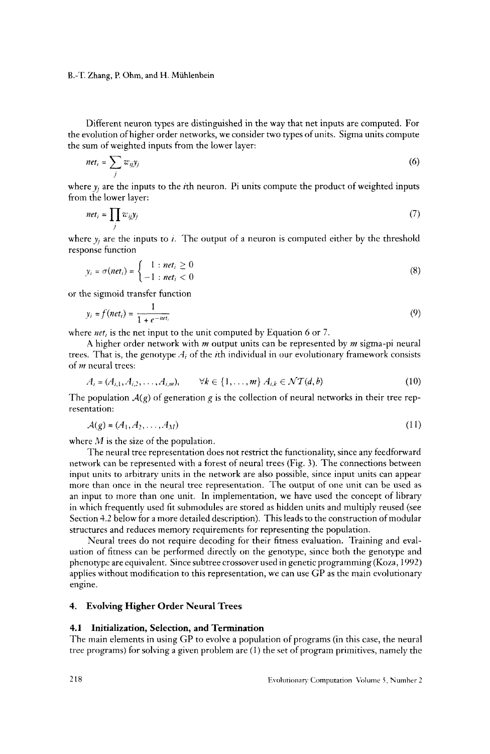Different neuron types are distinguished in the way that net inputs are computed. For the evolution of higher order networks, we consider two types of units. Sigma units compute the sum of weighted inputs from the lower layer:

$$net_i = \sum_j w_{ij} y_j \tag{6}$$

where $y_j$ are the inputs to the $i$th neuron. Pi units compute the product of weighted inputs from the lower layer:

$$net_i = \prod_j w_{ij} y_j \tag{7}$$

where $y_j$ are the inputs to $i$. The output of a neuron is computed either by the threshold response function

$$y_i = \sigma(net_i) = \begin{cases} 1 : net_i \geq 0 \\ -1 : net_i < 0 \end{cases} \tag{8}$$

or the sigmoid transfer function

$$y_i = f(net_i) = \frac{1}{1 + e^{-net_i}} \tag{9}$$

where $net_i$ is the net input to the unit computed by Equation 6 or 7.

A higher order network with $m$ output units can be represented by $m$ sigma-pi neural trees. That is, the genotype $A_i$ of the $i$th individual in our evolutionary framework consists of $m$ neural trees:

$$A_i = (A_{i,1}, A_{i,2}, \ldots, A_{i,m}), \qquad \forall k \in \{1, \ldots, m\} \; A_{i,k} \in \mathcal{NT}(d, b) \tag{10}$$

The population $\mathcal{A}(g)$ of generation $g$ is the collection of neural networks in their tree representation:

$$\mathcal{A}(g) = (A_1, A_2, \ldots, A_M) \tag{11}$$

where $M$ is the size of the population.

The neural tree representation does not restrict the functionality, since any feedforward network can be represented with a forest of neural trees (Fig. 3). The connections between input units to arbitrary units in the network are also possible, since input units can appear more than once in the neural tree representation. The output of one unit can be used as an input to more than one unit. In implementation, we have used the concept of library in which frequently used fit submodules are stored as hidden units and multiply reused (see Section 4.2 below for a more detailed description). This leads to the construction of modular structures and reduces memory requirements for representing the population.

Neural trees do not require decoding for their fitness evaluation. Training and evaluation of fitness can be performed directly on the genotype, since both the genotype and phenotype are equivalent. Since subtree crossover used in genetic programming (Koza, 1992) applies without modification to this representation, we can use GP as the main evolutionary engine.

## 4. Evolving Higher Order Neural Trees

### 4.1 Initialization, Selection, and Termination

The main elements in using GP to evolve a population of programs (in this case, the neural tree programs) for solving a given problem are (1) the set of program primitives, namely the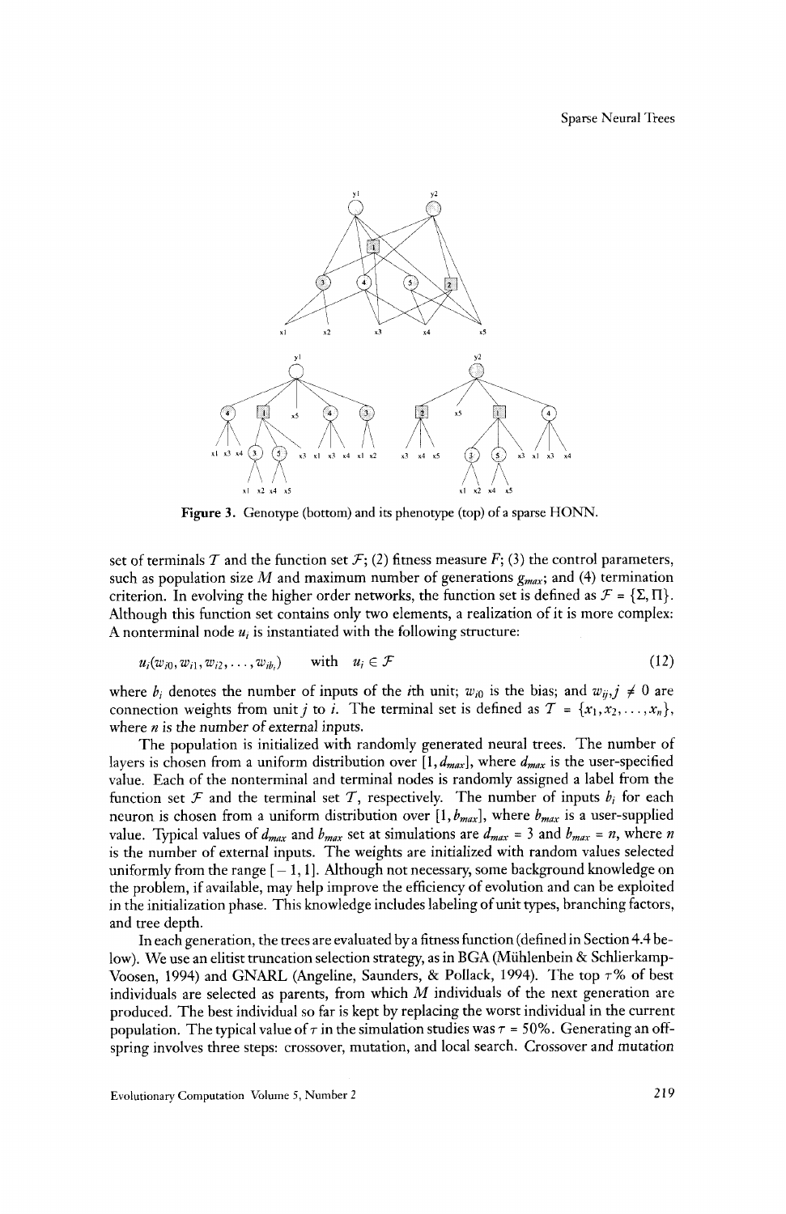Figure 3. Genotype (bottom) and its phenotype (top) of a sparse HONN.

set of terminals $\mathcal{T}$ and the function set $\mathcal{F}$; (2) fitness measure $F$; (3) the control parameters, such as population size $M$ and maximum number of generations $g_{max}$; and (4) termination criterion. In evolving the higher order networks, the function set is defined as $\mathcal{F} = \{\Sigma, \Pi\}$. Although this function set contains only two elements, a realization of it is more complex: A nonterminal node $u_i$ is instantiated with the following structure:

$$u_i(w_{i0}, w_{i1}, w_{i2}, \ldots, w_{ib_i}) \quad \text{with} \quad u_i \in \mathcal{F} \tag{12}$$

where $b_i$ denotes the number of inputs of the $i$th unit; $w_{i0}$ is the bias; and $w_{ij}, j \neq 0$ are connection weights from unit $j$ to $i$. The terminal set is defined as $\mathcal{T} = \{x_1, x_2, \ldots, x_n\}$, where $n$ is the number of external inputs.

The population is initialized with randomly generated neural trees. The number of layers is chosen from a uniform distribution over $[1, d_{max}]$, where $d_{max}$ is the user-specified value. Each of the nonterminal and terminal nodes is randomly assigned a label from the function set $\mathcal{F}$ and the terminal set $\mathcal{T}$, respectively. The number of inputs $b_i$ for each neuron is chosen from a uniform distribution over $[1, b_{max}]$, where $b_{max}$ is a user-supplied value. Typical values of $d_{max}$ and $b_{max}$ set at simulations are $d_{max} = 3$ and $b_{max} = n$, where $n$ is the number of external inputs. The weights are initialized with random values selected uniformly from the range $[-1, 1]$. Although not necessary, some background knowledge on the problem, if available, may help improve the efficiency of evolution and can be exploited in the initialization phase. This knowledge includes labeling of unit types, branching factors, and tree depth.

In each generation, the trees are evaluated by a fitness function (defined in Section 4.4 below). We use an elitist truncation selection strategy, as in BGA (Mühlenbein & Schlierkamp-Voosen, 1994) and GNARL (Angeline, Saunders, & Pollack, 1994). The top $\tau$% of best individuals are selected as parents, from which $M$ individuals of the next generation are produced. The best individual so far is kept by replacing the worst individual in the current population. The typical value of $\tau$ in the simulation studies was $\tau = 50\%$. Generating an offspring involves three steps: crossover, mutation, and local search. Crossover and mutation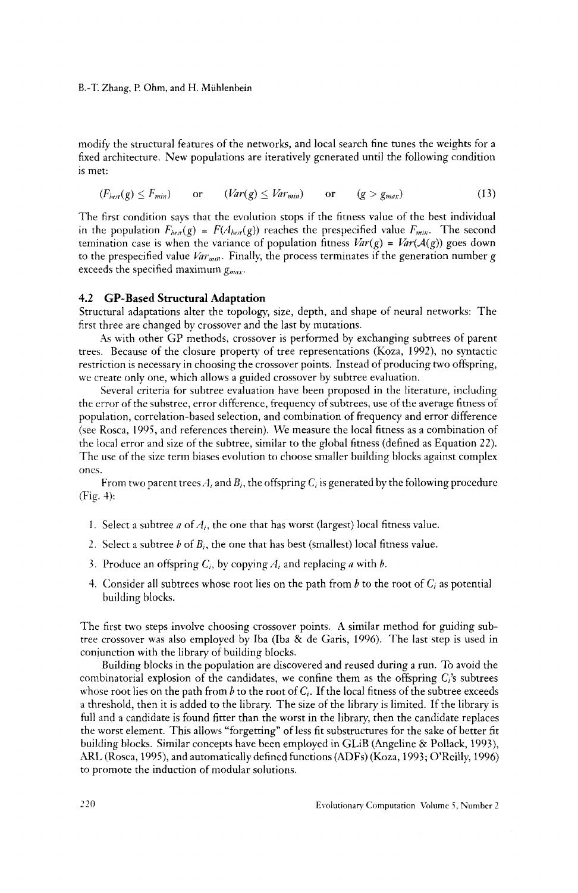modify the structural features of the networks, and local search fine tunes the weights for a fixed architecture. New populations are iteratively generated until the following condition is met:

$$(F_{best}(g) \leq F_{min}) \quad \text{or} \quad (Var(g) \leq Var_{min}) \quad \text{or} \quad (g > g_{max}) \tag{13}$$

The first condition says that the evolution stops if the fitness value of the best individual in the population $F_{best}(g) = F(A_{best}(g))$ reaches the prespecified value $F_{min}$. The second temination case is when the variance of population fitness $Var(g) = Var(\mathcal{A}(g))$ goes down to the prespecified value $Var_{min}$. Finally, the process terminates if the generation number $g$ exceeds the specified maximum $g_{max}$.

### 4.2 GP-Based Structural Adaptation

Structural adaptations alter the topology, size, depth, and shape of neural networks: The first three are changed by crossover and the last by mutations.

As with other GP methods, crossover is performed by exchanging subtrees of parent trees. Because of the closure property of tree representations (Koza, 1992), no syntactic restriction is necessary in choosing the crossover points. Instead of producing two offspring, we create only one, which allows a guided crossover by subtree evaluation.

Several criteria for subtree evaluation have been proposed in the literature, including the error of the substree, error difference, frequency of subtrees, use of the average fitness of population, correlation-based selection, and combination of frequency and error difference (see Rosca, 1995, and references therein). We measure the local fitness as a combination of the local error and size of the subtree, similar to the global fitness (defined as Equation 22). The use of the size term biases evolution to choose smaller building blocks against complex ones.

From two parent trees $A_i$ and $B_i$, the offspring $C_i$ is generated by the following procedure (Fig. 4):

1. Select a subtree $a$ of $A_i$, the one that has worst (largest) local fitness value.
2. Select a subtree $b$ of $B_i$, the one that has best (smallest) local fitness value.
3. Produce an offspring $C_i$, by copying $A_i$ and replacing $a$ with $b$.
4. Consider all subtrees whose root lies on the path from $b$ to the root of $C_i$ as potential building blocks.

The first two steps involve choosing crossover points. A similar method for guiding subtree crossover was also employed by Iba (Iba & de Garis, 1996). The last step is used in conjunction with the library of building blocks.

Building blocks in the population are discovered and reused during a run. To avoid the combinatorial explosion of the candidates, we confine them as the offspring $C_i$'s subtrees whose root lies on the path from $b$ to the root of $C_i$. If the local fitness of the subtree exceeds a threshold, then it is added to the library. The size of the library is limited. If the library is full and a candidate is found fitter than the worst in the library, then the candidate replaces the worst element. This allows "forgetting" of less fit substructures for the sake of better fit building blocks. Similar concepts have been employed in GLiB (Angeline & Pollack, 1993), ARL (Rosca, 1995), and automatically defined functions (ADFs) (Koza, 1993; O'Reilly, 1996) to promote the induction of modular solutions.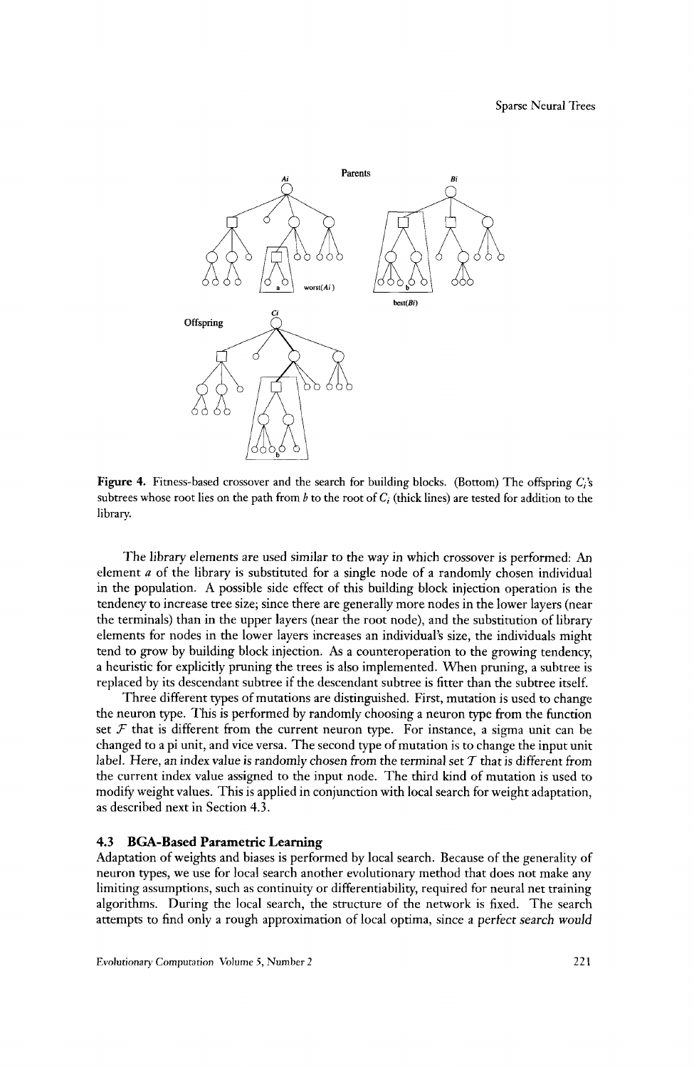Parents

$Ai$

$Bi$

a

worst($Ai$)

b

best($Bi$)

Offspring

$Ci$

b

**Figure 4.** Fitness-based crossover and the search for building blocks. (Bottom) The offspring $C_i$'s subtrees whose root lies on the path from $b$ to the root of $C_i$ (thick lines) are tested for addition to the library.

The library elements are used similar to the way in which crossover is performed: An element $a$ of the library is substituted for a single node of a randomly chosen individual in the population. A possible side effect of this building block injection operation is the tendency to increase tree size; since there are generally more nodes in the lower layers (near the terminals) than in the upper layers (near the root node), and the substitution of library elements for nodes in the lower layers increases an individual's size, the individuals might tend to grow by building block injection. As a counteroperation to the growing tendency, a heuristic for explicitly pruning the trees is also implemented. When pruning, a subtree is replaced by its descendant subtree if the descendant subtree is fitter than the subtree itself.

Three different types of mutations are distinguished. First, mutation is used to change the neuron type. This is performed by randomly choosing a neuron type from the function set $\mathcal{F}$ that is different from the current neuron type. For instance, a sigma unit can be changed to a pi unit, and vice versa. The second type of mutation is to change the input unit label. Here, an index value is randomly chosen from the terminal set $\mathcal{T}$ that is different from the current index value assigned to the input node. The third kind of mutation is used to modify weight values. This is applied in conjunction with local search for weight adaptation, as described next in Section 4.3.

### 4.3 BGA-Based Parametric Learning

Adaptation of weights and biases is performed by local search. Because of the generality of neuron types, we use for local search another evolutionary method that does not make any limiting assumptions, such as continuity or differentiability, required for neural net training algorithms. During the local search, the structure of the network is fixed. The search attempts to find only a rough approximation of local optima, since a perfect search would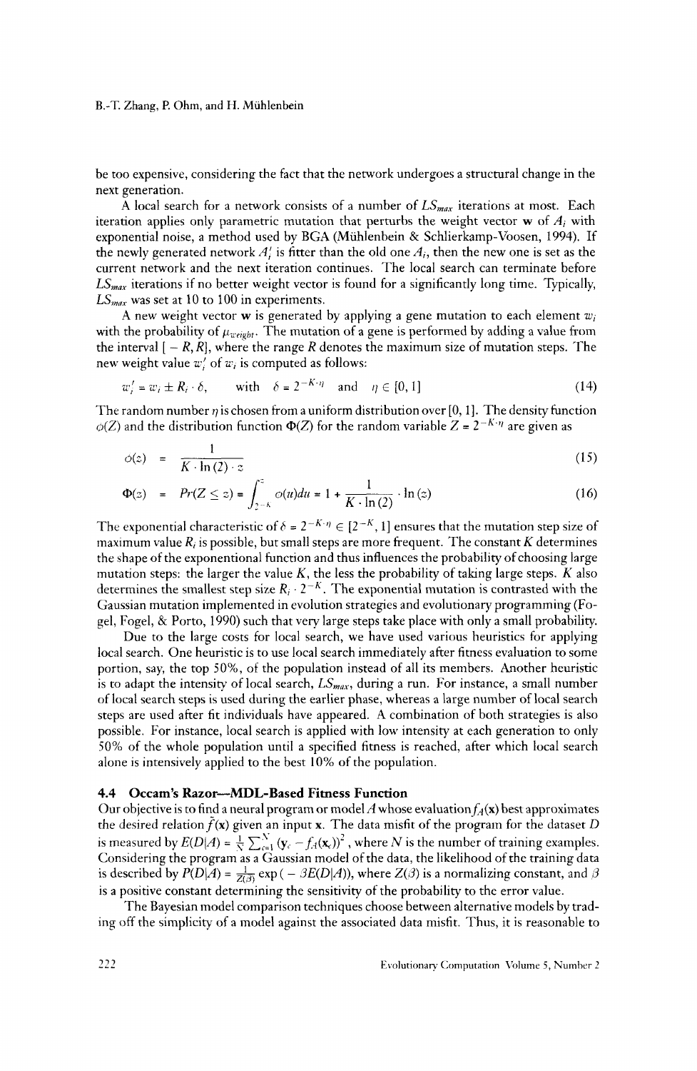be too expensive, considering the fact that the network undergoes a structural change in the next generation.

A local search for a network consists of a number of $LS_{max}$ iterations at most. Each iteration applies only parametric mutation that perturbs the weight vector $\mathbf{w}$ of $A_i$ with exponential noise, a method used by BGA (Mühlenbein & Schlierkamp-Voosen, 1994). If the newly generated network $A_i'$ is fitter than the old one $A_i$, then the new one is set as the current network and the next iteration continues. The local search can terminate before $LS_{max}$ iterations if no better weight vector is found for a significantly long time. Typically, $LS_{max}$ was set at 10 to 100 in experiments.

A new weight vector $\mathbf{w}$ is generated by applying a gene mutation to each element $w_i$ with the probability of $\mu_{weight}$. The mutation of a gene is performed by adding a value from the interval $[-R, R]$, where the range $R$ denotes the maximum size of mutation steps. The new weight value $w_i'$ of $w_i$ is computed as follows:

$$w_i' = w_i \pm R_i \cdot \delta, \qquad \text{with} \quad \delta = 2^{-K \cdot \eta} \quad \text{and} \quad \eta \in [0, 1] \tag{14}$$

The random number $\eta$ is chosen from a uniform distribution over $[0, 1]$. The density function $\phi(Z)$ and the distribution function $\Phi(Z)$ for the random variable $Z = 2^{-K \cdot \eta}$ are given as

$$\phi(z) = \frac{1}{K \cdot \ln(2) \cdot z} \tag{15}$$

$$\Phi(z) = Pr(Z \leq z) = \int_{2^{-K}}^{z} \phi(u)du = 1 + \frac{1}{K \cdot \ln(2)} \cdot \ln(z) \tag{16}$$

The exponential characteristic of $\delta = 2^{-K \cdot \eta} \in [2^{-K}, 1]$ ensures that the mutation step size of maximum value $R_i$ is possible, but small steps are more frequent. The constant $K$ determines the shape of the exponentional function and thus influences the probability of choosing large mutation steps: the larger the value $K$, the less the probability of taking large steps. $K$ also determines the smallest step size $R_i \cdot 2^{-K}$. The exponential mutation is contrasted with the Gaussian mutation implemented in evolution strategies and evolutionary programming (Fogel, Fogel, & Porto, 1990) such that very large steps take place with only a small probability.

Due to the large costs for local search, we have used various heuristics for applying local search. One heuristic is to use local search immediately after fitness evaluation to some portion, say, the top 50%, of the population instead of all its members. Another heuristic is to adapt the intensity of local search, $LS_{max}$, during a run. For instance, a small number of local search steps is used during the earlier phase, whereas a large number of local search steps are used after fit individuals have appeared. A combination of both strategies is also possible. For instance, local search is applied with low intensity at each generation to only 50% of the whole population until a specified fitness is reached, after which local search alone is intensively applied to the best 10% of the population.

### 4.4 Occam's Razor—MDL-Based Fitness Function

Our objective is to find a neural program or model $A$ whose evaluation $f_A(\mathbf{x})$ best approximates the desired relation $\tilde{f}(\mathbf{x})$ given an input $\mathbf{x}$. The data misfit of the program for the dataset $D$ is measured by $E(D|A) = \frac{1}{N}\sum_{c=1}^{N}(\mathbf{y}_c - f_A(\mathbf{x}_c))^2$, where $N$ is the number of training examples. Considering the program as a Gaussian model of the data, the likelihood of the training data is described by $P(D|A) = \frac{1}{Z(\beta)}\exp(-\beta E(D|A))$, where $Z(\beta)$ is a normalizing constant, and $\beta$ is a positive constant determining the sensitivity of the probability to the error value.

The Bayesian model comparison techniques choose between alternative models by trading off the simplicity of a model against the associated data misfit. Thus, it is reasonable to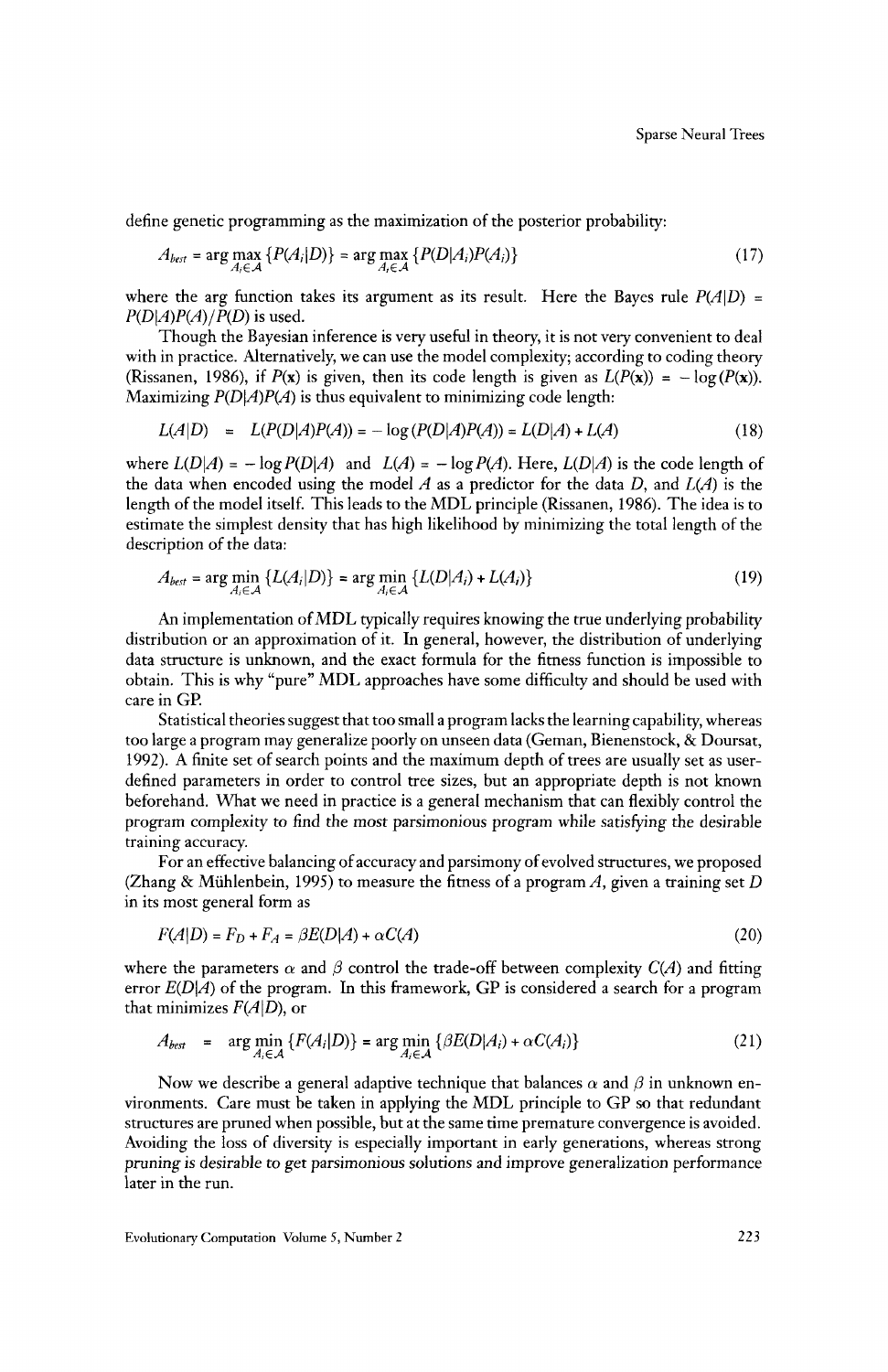define genetic programming as the maximization of the posterior probability:

$$A_{best} = \arg\max_{A_i \in \mathcal{A}} \{P(A_i|D)\} = \arg\max_{A_i \in \mathcal{A}} \{P(D|A_i)P(A_i)\} \tag{17}$$

where the arg function takes its argument as its result. Here the Bayes rule $P(A|D) = P(D|A)P(A)/P(D)$ is used.

Though the Bayesian inference is very useful in theory, it is not very convenient to deal with in practice. Alternatively, we can use the model complexity; according to coding theory (Rissanen, 1986), if $P(\mathbf{x})$ is given, then its code length is given as $L(P(\mathbf{x})) = -\log(P(\mathbf{x}))$. Maximizing $P(D|A)P(A)$ is thus equivalent to minimizing code length:

$$L(A|D) = L(P(D|A)P(A)) = -\log(P(D|A)P(A)) = L(D|A) + L(A) \tag{18}$$

where $L(D|A) = -\log P(D|A)$ and $L(A) = -\log P(A)$. Here, $L(D|A)$ is the code length of the data when encoded using the model $A$ as a predictor for the data $D$, and $L(A)$ is the length of the model itself. This leads to the MDL principle (Rissanen, 1986). The idea is to estimate the simplest density that has high likelihood by minimizing the total length of the description of the data:

$$A_{best} = \arg\min_{A_i \in \mathcal{A}} \{L(A_i|D)\} = \arg\min_{A_i \in \mathcal{A}} \{L(D|A_i) + L(A_i)\} \tag{19}$$

An implementation of MDL typically requires knowing the true underlying probability distribution or an approximation of it. In general, however, the distribution of underlying data structure is unknown, and the exact formula for the fitness function is impossible to obtain. This is why "pure" MDL approaches have some difficulty and should be used with care in GP.

Statistical theories suggest that too small a program lacks the learning capability, whereas too large a program may generalize poorly on unseen data (Geman, Bienenstock, & Doursat, 1992). A finite set of search points and the maximum depth of trees are usually set as user-defined parameters in order to control tree sizes, but an appropriate depth is not known beforehand. What we need in practice is a general mechanism that can flexibly control the program complexity to find the most parsimonious program while satisfying the desirable training accuracy.

For an effective balancing of accuracy and parsimony of evolved structures, we proposed (Zhang & Mühlenbein, 1995) to measure the fitness of a program $A$, given a training set $D$ in its most general form as

$$F(A|D) = F_D + F_A = \beta E(D|A) + \alpha C(A) \tag{20}$$

where the parameters $\alpha$ and $\beta$ control the trade-off between complexity $C(A)$ and fitting error $E(D|A)$ of the program. In this framework, GP is considered a search for a program that minimizes $F(A|D)$, or

$$A_{best} = \arg\min_{A_i \in \mathcal{A}} \{F(A_i|D)\} = \arg\min_{A_i \in \mathcal{A}} \{\beta E(D|A_i) + \alpha C(A_i)\} \tag{21}$$

Now we describe a general adaptive technique that balances $\alpha$ and $\beta$ in unknown environments. Care must be taken in applying the MDL principle to GP so that redundant structures are pruned when possible, but at the same time premature convergence is avoided. Avoiding the loss of diversity is especially important in early generations, whereas strong pruning is desirable to get parsimonious solutions and improve generalization performance later in the run.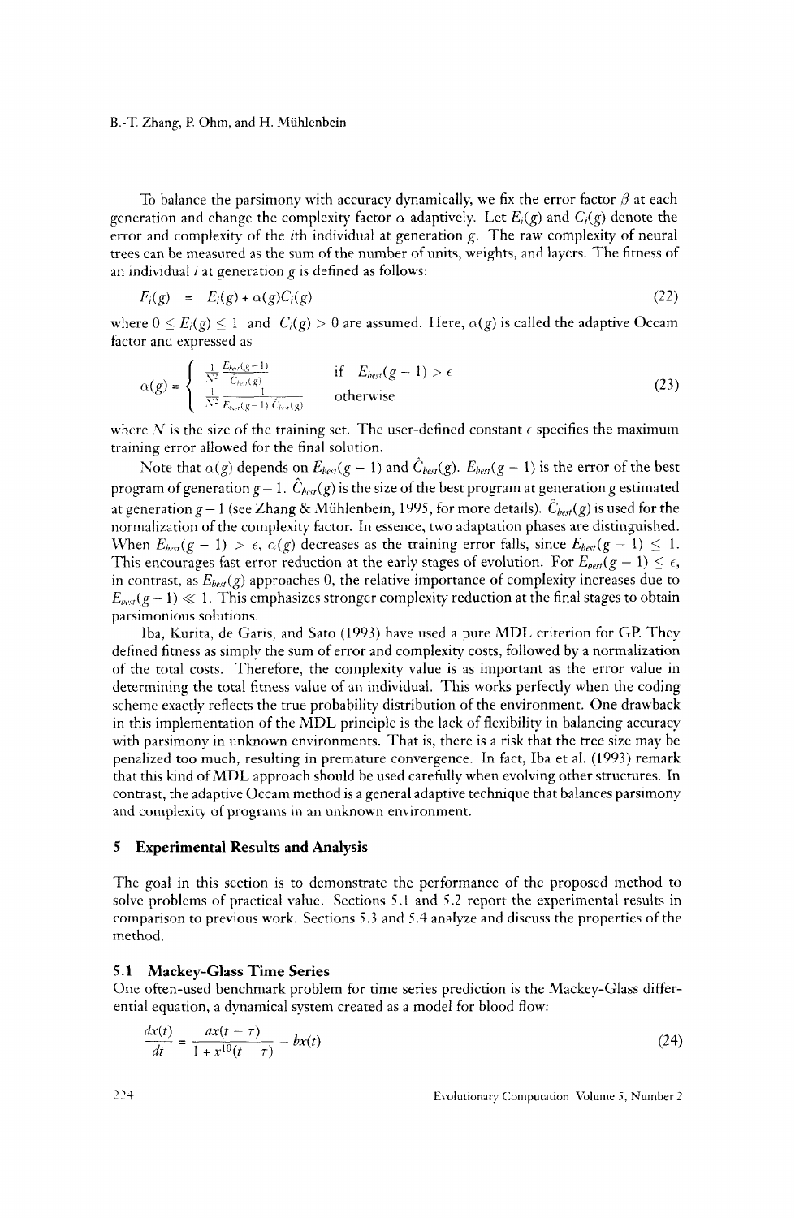To balance the parsimony with accuracy dynamically, we fix the error factor $\beta$ at each generation and change the complexity factor $\alpha$ adaptively. Let $E_i(g)$ and $C_i(g)$ denote the error and complexity of the $i$th individual at generation $g$. The raw complexity of neural trees can be measured as the sum of the number of units, weights, and layers. The fitness of an individual $i$ at generation $g$ is defined as follows:

$$F_i(g) = E_i(g) + \alpha(g)C_i(g) \tag{22}$$

where $0 \leq E_i(g) \leq 1$ and $C_i(g) > 0$ are assumed. Here, $\alpha(g)$ is called the adaptive Occam factor and expressed as

$$\alpha(g) = \begin{cases} \frac{1}{N^2} \frac{E_{best}(g-1)}{\hat{C}_{best}(g)} & \text{if } E_{best}(g-1) > \epsilon \\ \frac{1}{N^2} \frac{1}{E_{best}(g-1) \cdot \hat{C}_{best}(g)} & \text{otherwise} \end{cases} \tag{23}$$

where $N$ is the size of the training set. The user-defined constant $\epsilon$ specifies the maximum training error allowed for the final solution.

Note that $\alpha(g)$ depends on $E_{best}(g-1)$ and $\hat{C}_{best}(g)$. $E_{best}(g-1)$ is the error of the best program of generation $g-1$. $\hat{C}_{best}(g)$ is the size of the best program at generation $g$ estimated at generation $g-1$ (see Zhang & Mühlenbein, 1995, for more details). $\hat{C}_{best}(g)$ is used for the normalization of the complexity factor. In essence, two adaptation phases are distinguished. When $E_{best}(g-1) > \epsilon$, $\alpha(g)$ decreases as the training error falls, since $E_{best}(g-1) \leq 1$. This encourages fast error reduction at the early stages of evolution. For $E_{best}(g-1) \leq \epsilon$, in contrast, as $E_{best}(g)$ approaches 0, the relative importance of complexity increases due to $E_{best}(g-1) \ll 1$. This emphasizes stronger complexity reduction at the final stages to obtain parsimonious solutions.

Iba, Kurita, de Garis, and Sato (1993) have used a pure MDL criterion for GP. They defined fitness as simply the sum of error and complexity costs, followed by a normalization of the total costs. Therefore, the complexity value is as important as the error value in determining the total fitness value of an individual. This works perfectly when the coding scheme exactly reflects the true probability distribution of the environment. One drawback in this implementation of the MDL principle is the lack of flexibility in balancing accuracy with parsimony in unknown environments. That is, there is a risk that the tree size may be penalized too much, resulting in premature convergence. In fact, Iba et al. (1993) remark that this kind of MDL approach should be used carefully when evolving other structures. In contrast, the adaptive Occam method is a general adaptive technique that balances parsimony and complexity of programs in an unknown environment.

## 5 Experimental Results and Analysis

The goal in this section is to demonstrate the performance of the proposed method to solve problems of practical value. Sections 5.1 and 5.2 report the experimental results in comparison to previous work. Sections 5.3 and 5.4 analyze and discuss the properties of the method.

### 5.1 Mackey-Glass Time Series

One often-used benchmark problem for time series prediction is the Mackey-Glass differential equation, a dynamical system created as a model for blood flow:

$$\frac{dx(t)}{dt} = \frac{ax(t-\tau)}{1 + x^{10}(t-\tau)} - bx(t) \tag{24}$$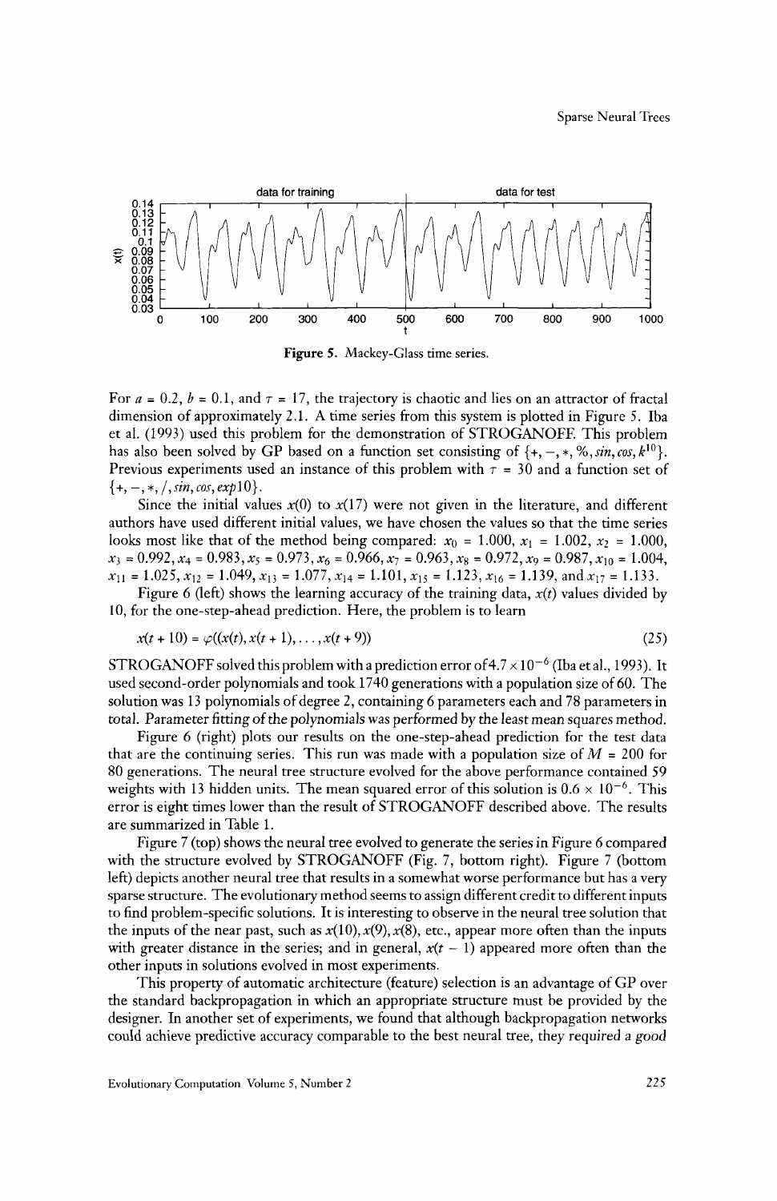Figure 5. Mackey-Glass time series.

For $a = 0.2$, $b = 0.1$, and $\tau = 17$, the trajectory is chaotic and lies on an attractor of fractal dimension of approximately 2.1. A time series from this system is plotted in Figure 5. Iba et al. (1993) used this problem for the demonstration of STROGANOFF. This problem has also been solved by GP based on a function set consisting of $\{+, -, *, \%, sin, cos, k^{10}\}$. Previous experiments used an instance of this problem with $\tau = 30$ and a function set of $\{+, -, *, /, sin, cos, exp10\}$.

Since the initial values $x(0)$ to $x(17)$ were not given in the literature, and different authors have used different initial values, we have chosen the values so that the time series looks most like that of the method being compared: $x_0 = 1.000$, $x_1 = 1.002$, $x_2 = 1.000$, $x_3 = 0.992$, $x_4 = 0.983$, $x_5 = 0.973$, $x_6 = 0.966$, $x_7 = 0.963$, $x_8 = 0.972$, $x_9 = 0.987$, $x_{10} = 1.004$, $x_{11} = 1.025$, $x_{12} = 1.049$, $x_{13} = 1.077$, $x_{14} = 1.101$, $x_{15} = 1.123$, $x_{16} = 1.139$, and $x_{17} = 1.133$.

Figure 6 (left) shows the learning accuracy of the training data, $x(t)$ values divided by 10, for the one-step-ahead prediction. Here, the problem is to learn

$$x(t + 10) = \varphi((x(t), x(t + 1), \ldots, x(t + 9)) \tag{25}$$

STROGANOFF solved this problem with a prediction error of $4.7 \times 10^{-6}$ (Iba et al., 1993). It used second-order polynomials and took 1740 generations with a population size of 60. The solution was 13 polynomials of degree 2, containing 6 parameters each and 78 parameters in total. Parameter fitting of the polynomials was performed by the least mean squares method.

Figure 6 (right) plots our results on the one-step-ahead prediction for the test data that are the continuing series. This run was made with a population size of $M = 200$ for 80 generations. The neural tree structure evolved for the above performance contained 59 weights with 13 hidden units. The mean squared error of this solution is $0.6 \times 10^{-6}$. This error is eight times lower than the result of STROGANOFF described above. The results are summarized in Table 1.

Figure 7 (top) shows the neural tree evolved to generate the series in Figure 6 compared with the structure evolved by STROGANOFF (Fig. 7, bottom right). Figure 7 (bottom left) depicts another neural tree that results in a somewhat worse performance but has a very sparse structure. The evolutionary method seems to assign different credit to different inputs to find problem-specific solutions. It is interesting to observe in the neural tree solution that the inputs of the near past, such as $x(10), x(9), x(8)$, etc., appear more often than the inputs with greater distance in the series; and in general, $x(t - 1)$ appeared more often than the other inputs in solutions evolved in most experiments.

This property of automatic architecture (feature) selection is an advantage of GP over the standard backpropagation in which an appropriate structure must be provided by the designer. In another set of experiments, we found that although backpropagation networks could achieve predictive accuracy comparable to the best neural tree, they required a *good*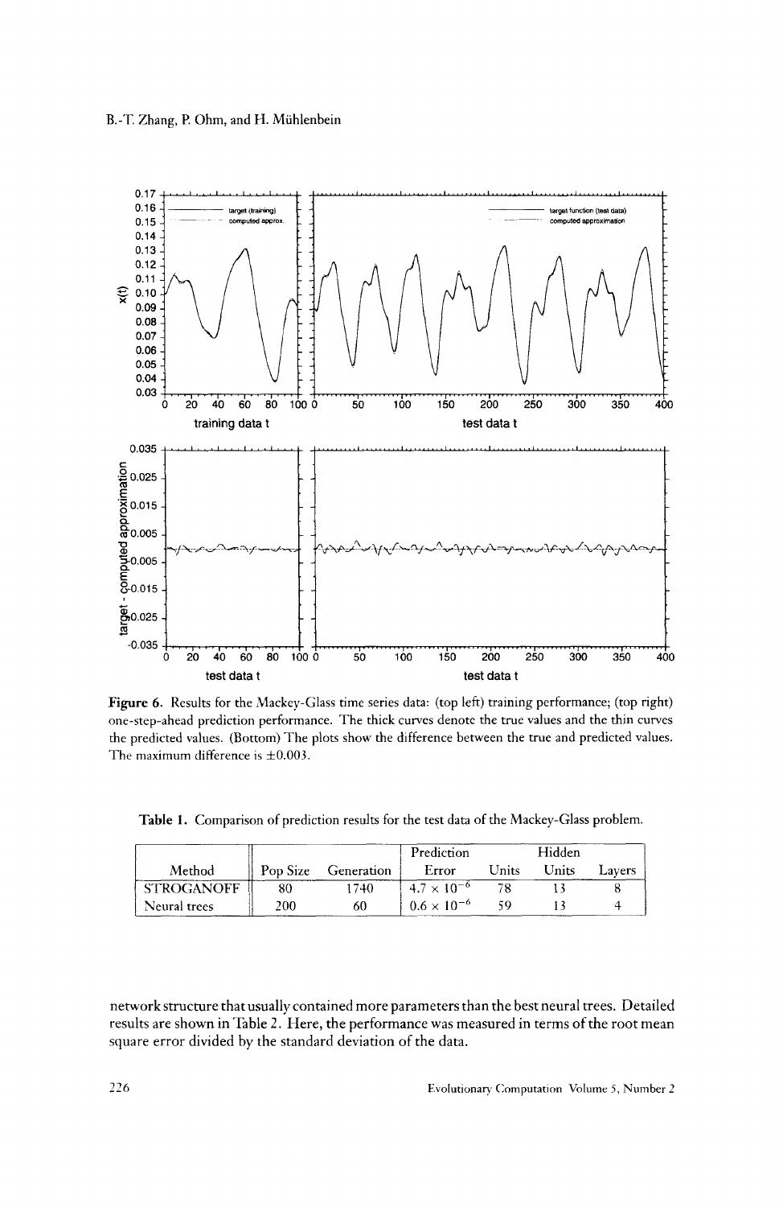Figure 6. Results for the Mackey-Glass time series data: (top left) training performance; (top right) one-step-ahead prediction performance. The thick curves denote the true values and the thin curves the predicted values. (Bottom) The plots show the difference between the true and predicted values. The maximum difference is ±0.003.

Table 1. Comparison of prediction results for the test data of the Mackey-Glass problem.

| Method | Pop Size | Generation | Prediction Error | Units | Hidden Units | Layers |
|---|---|---|---|---|---|---|
| STROGANOFF | 80 | 1740 | $4.7 \times 10^{-6}$ | 78 | 13 | 8 |
| Neural trees | 200 | 60 | $0.6 \times 10^{-6}$ | 59 | 13 | 4 |

network structure that usually contained more parameters than the best neural trees. Detailed results are shown in Table 2. Here, the performance was measured in terms of the root mean square error divided by the standard deviation of the data.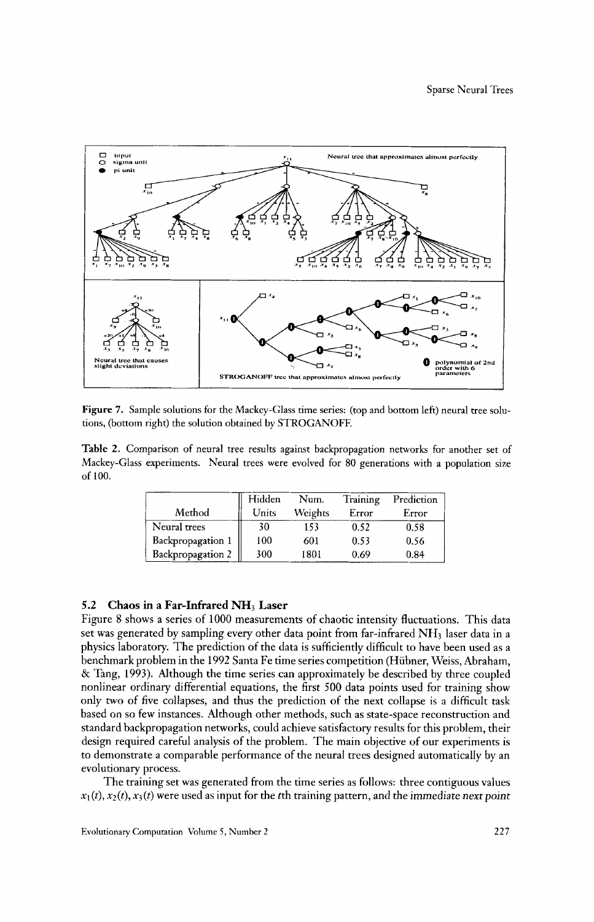Figure 7. Sample solutions for the Mackey-Glass time series: (top and bottom left) neural tree solutions, (bottom right) the solution obtained by STROGANOFF.

Table 2. Comparison of neural tree results against backpropagation networks for another set of Mackey-Glass experiments. Neural trees were evolved for 80 generations with a population size of 100.

| Method | Hidden Units | Num. Weights | Training Error | Prediction Error |
|---|---|---|---|---|
| Neural trees | 30 | 153 | 0.52 | 0.58 |
| Backpropagation 1 | 100 | 601 | 0.53 | 0.56 |
| Backpropagation 2 | 300 | 1801 | 0.69 | 0.84 |

### 5.2 Chaos in a Far-Infrared $NH_3$ Laser

Figure 8 shows a series of 1000 measurements of chaotic intensity fluctuations. This data set was generated by sampling every other data point from far-infrared $NH_3$ laser data in a physics laboratory. The prediction of the data is sufficiently difficult to have been used as a benchmark problem in the 1992 Santa Fe time series competition (Hübner, Weiss, Abraham, & Tang, 1993). Although the time series can approximately be described by three coupled nonlinear ordinary differential equations, the first 500 data points used for training show only two of five collapses, and thus the prediction of the next collapse is a difficult task based on so few instances. Although other methods, such as state-space reconstruction and standard backpropagation networks, could achieve satisfactory results for this problem, their design required careful analysis of the problem. The main objective of our experiments is to demonstrate a comparable performance of the neural trees designed automatically by an evolutionary process.

The training set was generated from the time series as follows: three contiguous values $x_1(t), x_2(t), x_3(t)$ were used as input for the $t$th training pattern, and the *immediate next point*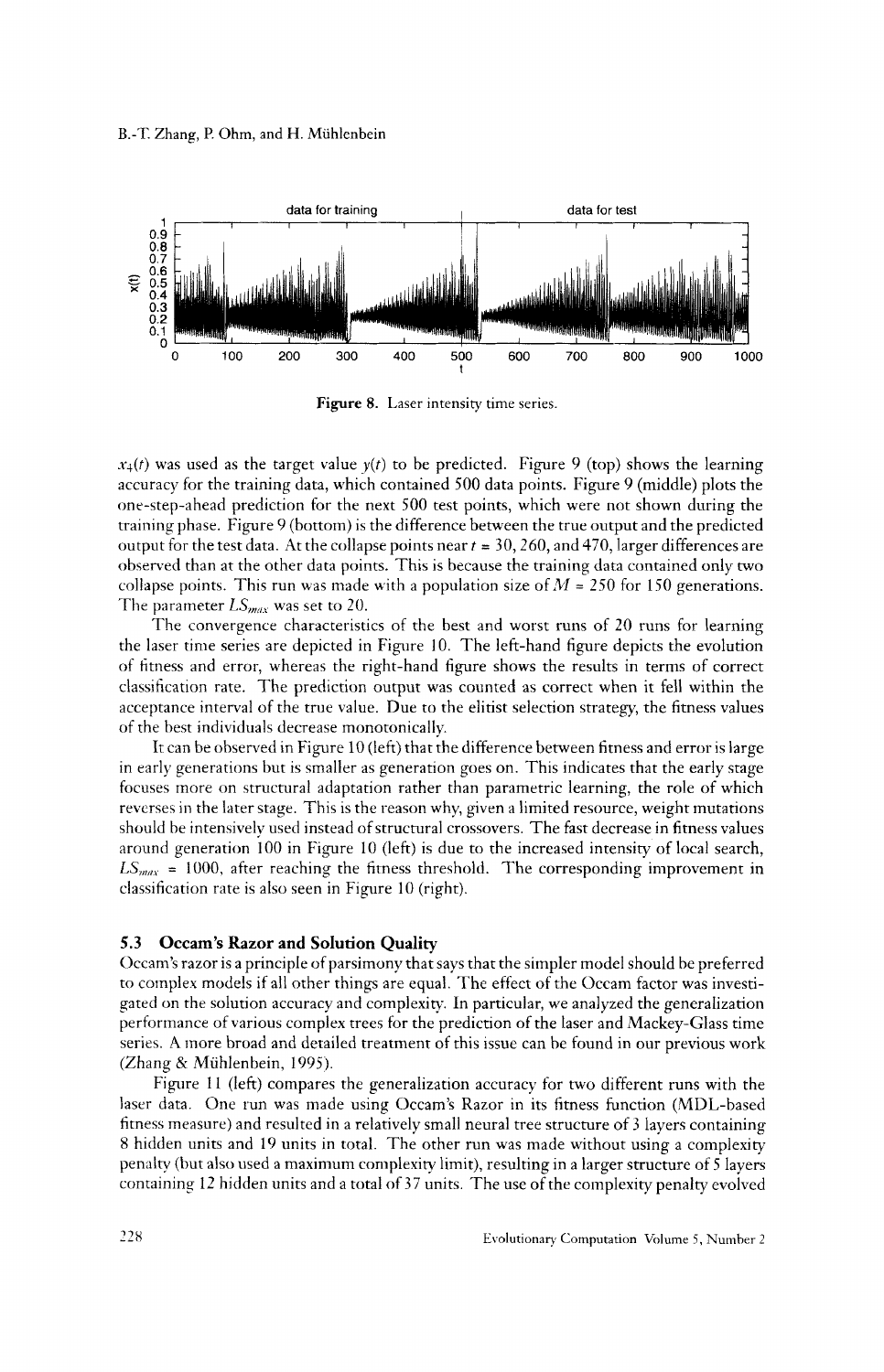Figure 8. Laser intensity time series.

$x_4(t)$ was used as the target value $y(t)$ to be predicted. Figure 9 (top) shows the learning accuracy for the training data, which contained 500 data points. Figure 9 (middle) plots the one-step-ahead prediction for the next 500 test points, which were not shown during the training phase. Figure 9 (bottom) is the difference between the true output and the predicted output for the test data. At the collapse points near $t = 30, 260$, and 470, larger differences are observed than at the other data points. This is because the training data contained only two collapse points. This run was made with a population size of $M = 250$ for 150 generations. The parameter $LS_{max}$ was set to 20.

The convergence characteristics of the best and worst runs of 20 runs for learning the laser time series are depicted in Figure 10. The left-hand figure depicts the evolution of fitness and error, whereas the right-hand figure shows the results in terms of correct classification rate. The prediction output was counted as correct when it fell within the acceptance interval of the true value. Due to the elitist selection strategy, the fitness values of the best individuals decrease monotonically.

It can be observed in Figure 10 (left) that the difference between fitness and error is large in early generations but is smaller as generation goes on. This indicates that the early stage focuses more on structural adaptation rather than parametric learning, the role of which reverses in the later stage. This is the reason why, given a limited resource, weight mutations should be intensively used instead of structural crossovers. The fast decrease in fitness values around generation 100 in Figure 10 (left) is due to the increased intensity of local search, $LS_{max} = 1000$, after reaching the fitness threshold. The corresponding improvement in classification rate is also seen in Figure 10 (right).

### 5.3 Occam's Razor and Solution Quality

Occam's razor is a principle of parsimony that says that the simpler model should be preferred to complex models if all other things are equal. The effect of the Occam factor was investigated on the solution accuracy and complexity. In particular, we analyzed the generalization performance of various complex trees for the prediction of the laser and Mackey-Glass time series. A more broad and detailed treatment of this issue can be found in our previous work (Zhang & Mühlenbein, 1995).

Figure 11 (left) compares the generalization accuracy for two different runs with the laser data. One run was made using Occam's Razor in its fitness function (MDL-based fitness measure) and resulted in a relatively small neural tree structure of 3 layers containing 8 hidden units and 19 units in total. The other run was made without using a complexity penalty (but also used a maximum complexity limit), resulting in a larger structure of 5 layers containing 12 hidden units and a total of 37 units. The use of the complexity penalty evolved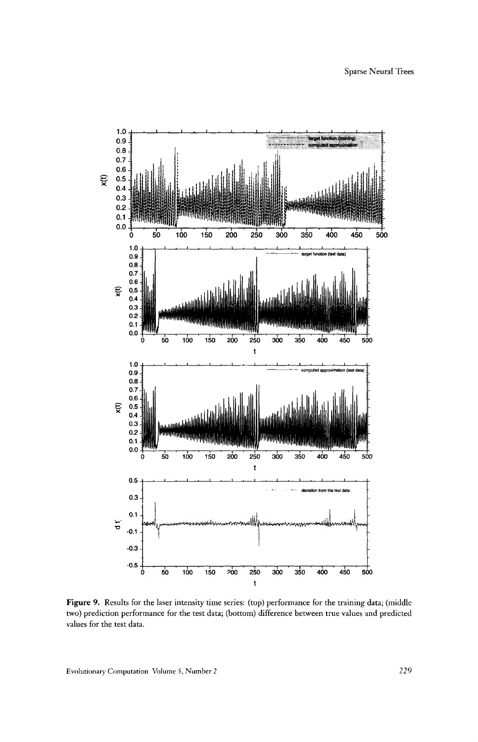**Figure 9.** Results for the laser intensity time series: (top) performance for the training data; (middle two) prediction performance for the test data; (bottom) difference between true values and predicted values for the test data.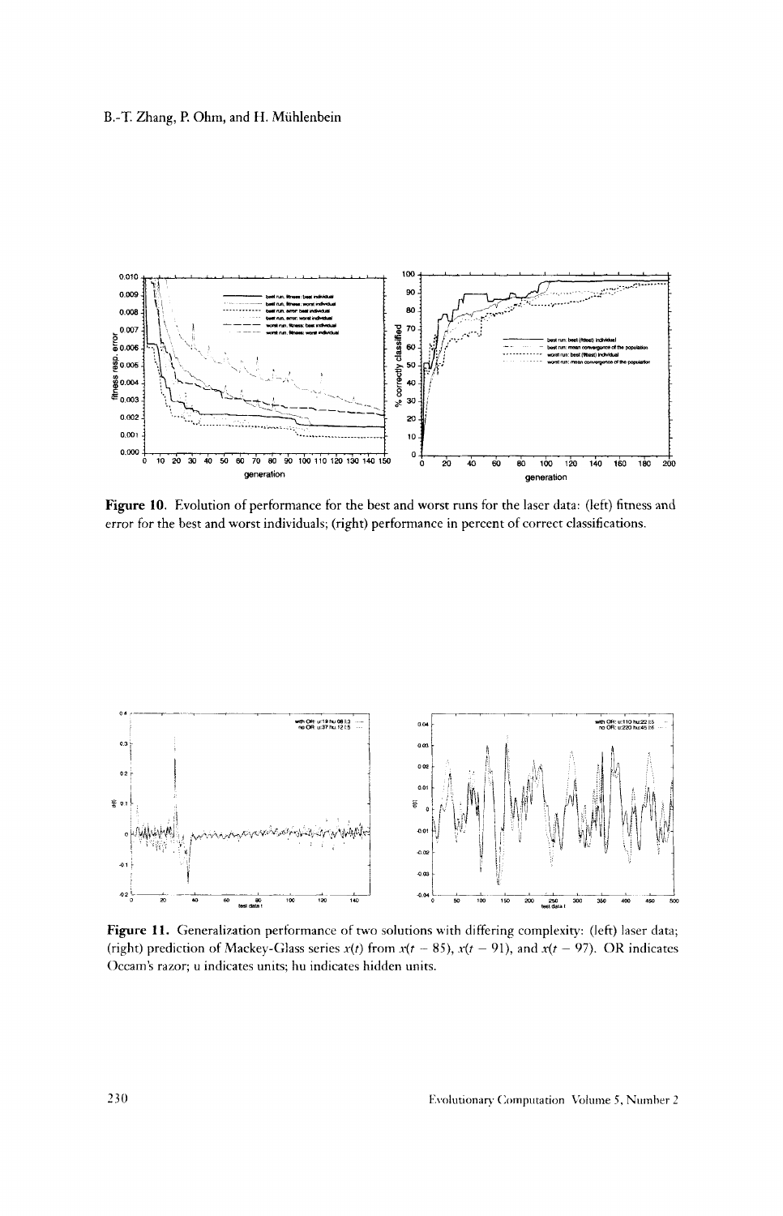**Figure 10.** Evolution of performance for the best and worst runs for the laser data: (left) fitness and error for the best and worst individuals; (right) performance in percent of correct classifications.

**Figure 11.** Generalization performance of two solutions with differing complexity: (left) laser data; (right) prediction of Mackey-Glass series $x(t)$ from $x(t-85)$, $x(t-91)$, and $x(t-97)$. OR indicates Occam's razor; u indicates units; hu indicates hidden units.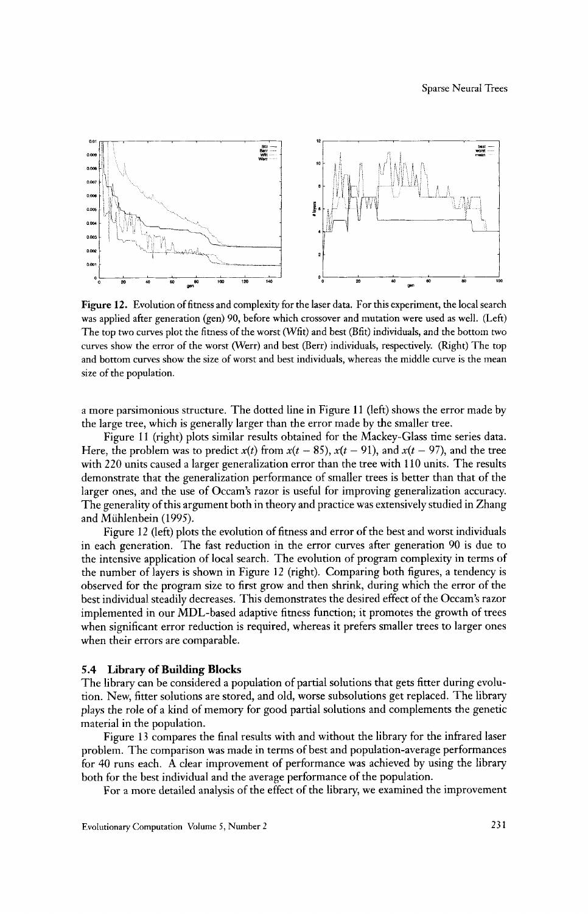**Figure 12.** Evolution of fitness and complexity for the laser data. For this experiment, the local search was applied after generation (gen) 90, before which crossover and mutation were used as well. (Left) The top two curves plot the fitness of the worst (Wfit) and best (Bfit) individuals, and the bottom two curves show the error of the worst (Werr) and best (Berr) individuals, respectively. (Right) The top and bottom curves show the size of worst and best individuals, whereas the middle curve is the mean size of the population.

a more parsimonious structure. The dotted line in Figure 11 (left) shows the error made by the large tree, which is generally larger than the error made by the smaller tree.

Figure 11 (right) plots similar results obtained for the Mackey-Glass time series data. Here, the problem was to predict $x(t)$ from $x(t-85)$, $x(t-91)$, and $x(t-97)$, and the tree with 220 units caused a larger generalization error than the tree with 110 units. The results demonstrate that the generalization performance of smaller trees is better than that of the larger ones, and the use of Occam's razor is useful for improving generalization accuracy. The generality of this argument both in theory and practice was extensively studied in Zhang and Mühlenbein (1995).

Figure 12 (left) plots the evolution of fitness and error of the best and worst individuals in each generation. The fast reduction in the error curves after generation 90 is due to the intensive application of local search. The evolution of program complexity in terms of the number of layers is shown in Figure 12 (right). Comparing both figures, a tendency is observed for the program size to first grow and then shrink, during which the error of the best individual steadily decreases. This demonstrates the desired effect of the Occam's razor implemented in our MDL-based adaptive fitness function; it promotes the growth of trees when significant error reduction is required, whereas it prefers smaller trees to larger ones when their errors are comparable.

### 5.4 Library of Building Blocks

The library can be considered a population of partial solutions that gets fitter during evolution. New, fitter solutions are stored, and old, worse subsolutions get replaced. The library plays the role of a kind of memory for good partial solutions and complements the genetic material in the population.

Figure 13 compares the final results with and without the library for the infrared laser problem. The comparison was made in terms of best and population-average performances for 40 runs each. A clear improvement of performance was achieved by using the library both for the best individual and the average performance of the population.

For a more detailed analysis of the effect of the library, we examined the improvement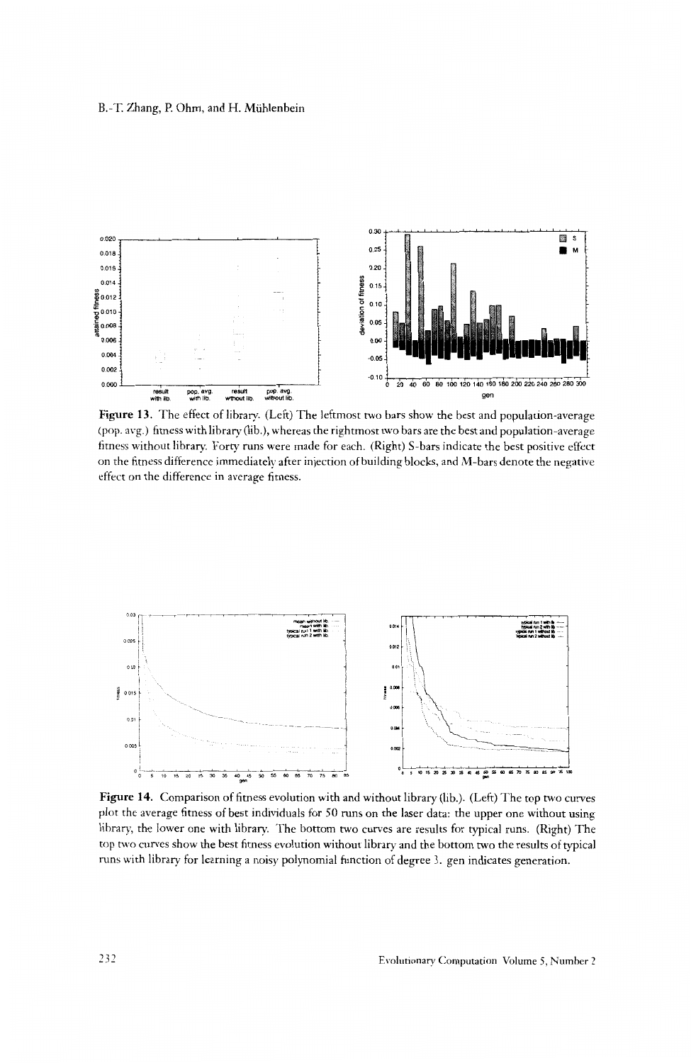**Figure 13.** The effect of library. (Left) The leftmost two bars show the best and population-average (pop. avg.) fitness with library (lib.), whereas the rightmost two bars are the best and population-average fitness without library. Forty runs were made for each. (Right) S-bars indicate the best positive effect on the fitness difference immediately after injection of building blocks, and M-bars denote the negative effect on the difference in average fitness.

**Figure 14.** Comparison of fitness evolution with and without library (lib.). (Left) The top two curves plot the average fitness of best individuals for 50 runs on the laser data: the upper one without using library, the lower one with library. The bottom two curves are results for typical runs. (Right) The top two curves show the best fitness evolution without library and the bottom two the results of typical runs with library for learning a noisy polynomial function of degree 3. gen indicates generation.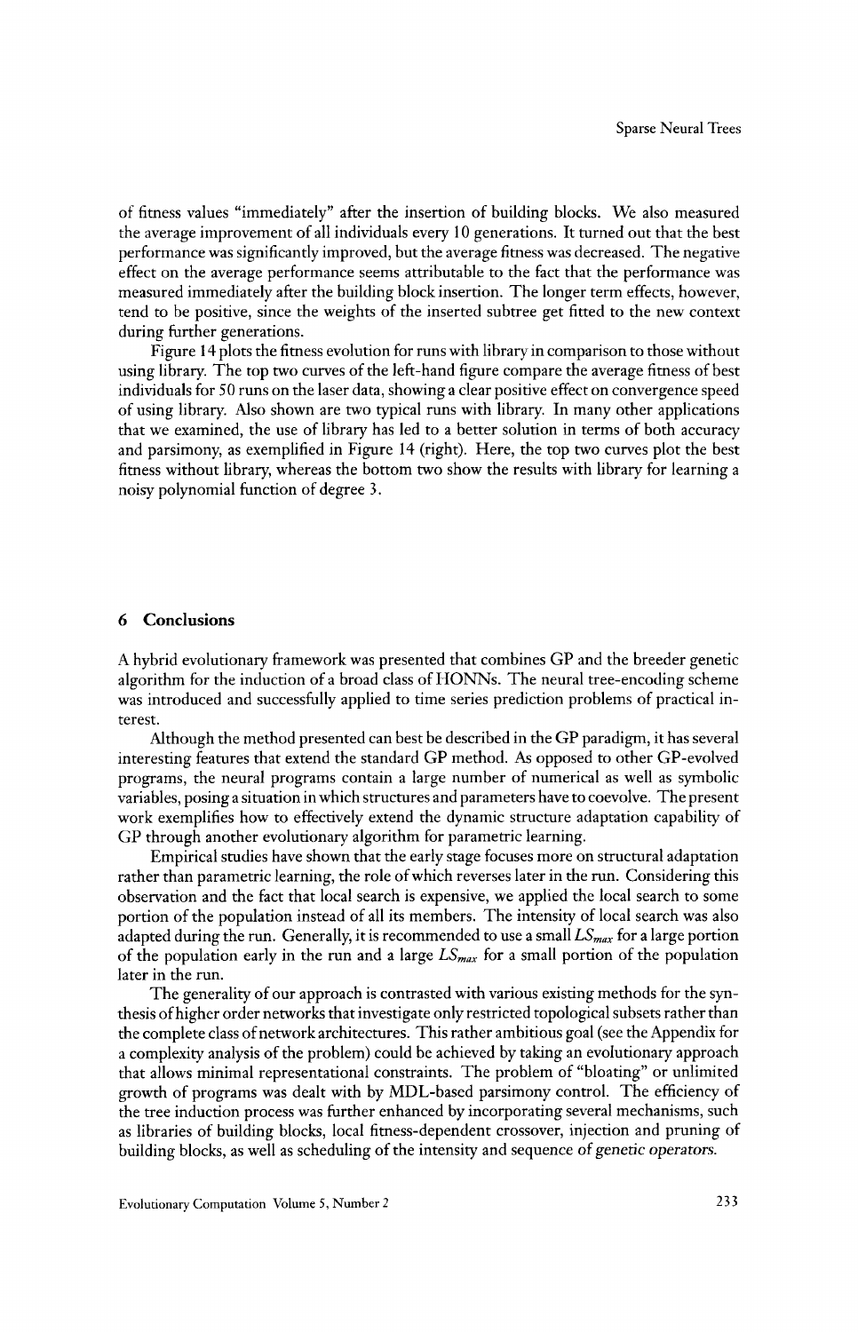of fitness values "immediately" after the insertion of building blocks. We also measured the average improvement of all individuals every 10 generations. It turned out that the best performance was significantly improved, but the average fitness was decreased. The negative effect on the average performance seems attributable to the fact that the performance was measured immediately after the building block insertion. The longer term effects, however, tend to be positive, since the weights of the inserted subtree get fitted to the new context during further generations.

Figure 14 plots the fitness evolution for runs with library in comparison to those without using library. The top two curves of the left-hand figure compare the average fitness of best individuals for 50 runs on the laser data, showing a clear positive effect on convergence speed of using library. Also shown are two typical runs with library. In many other applications that we examined, the use of library has led to a better solution in terms of both accuracy and parsimony, as exemplified in Figure 14 (right). Here, the top two curves plot the best fitness without library, whereas the bottom two show the results with library for learning a noisy polynomial function of degree 3.

## 6 Conclusions

A hybrid evolutionary framework was presented that combines GP and the breeder genetic algorithm for the induction of a broad class of HONNs. The neural tree-encoding scheme was introduced and successfully applied to time series prediction problems of practical interest.

Although the method presented can best be described in the GP paradigm, it has several interesting features that extend the standard GP method. As opposed to other GP-evolved programs, the neural programs contain a large number of numerical as well as symbolic variables, posing a situation in which structures and parameters have to coevolve. The present work exemplifies how to effectively extend the dynamic structure adaptation capability of GP through another evolutionary algorithm for parametric learning.

Empirical studies have shown that the early stage focuses more on structural adaptation rather than parametric learning, the role of which reverses later in the run. Considering this observation and the fact that local search is expensive, we applied the local search to some portion of the population instead of all its members. The intensity of local search was also adapted during the run. Generally, it is recommended to use a small $LS_{max}$ for a large portion of the population early in the run and a large $LS_{max}$ for a small portion of the population later in the run.

The generality of our approach is contrasted with various existing methods for the synthesis of higher order networks that investigate only restricted topological subsets rather than the complete class of network architectures. This rather ambitious goal (see the Appendix for a complexity analysis of the problem) could be achieved by taking an evolutionary approach that allows minimal representational constraints. The problem of "bloating" or unlimited growth of programs was dealt with by MDL-based parsimony control. The efficiency of the tree induction process was further enhanced by incorporating several mechanisms, such as libraries of building blocks, local fitness-dependent crossover, injection and pruning of building blocks, as well as scheduling of the intensity and sequence of genetic operators.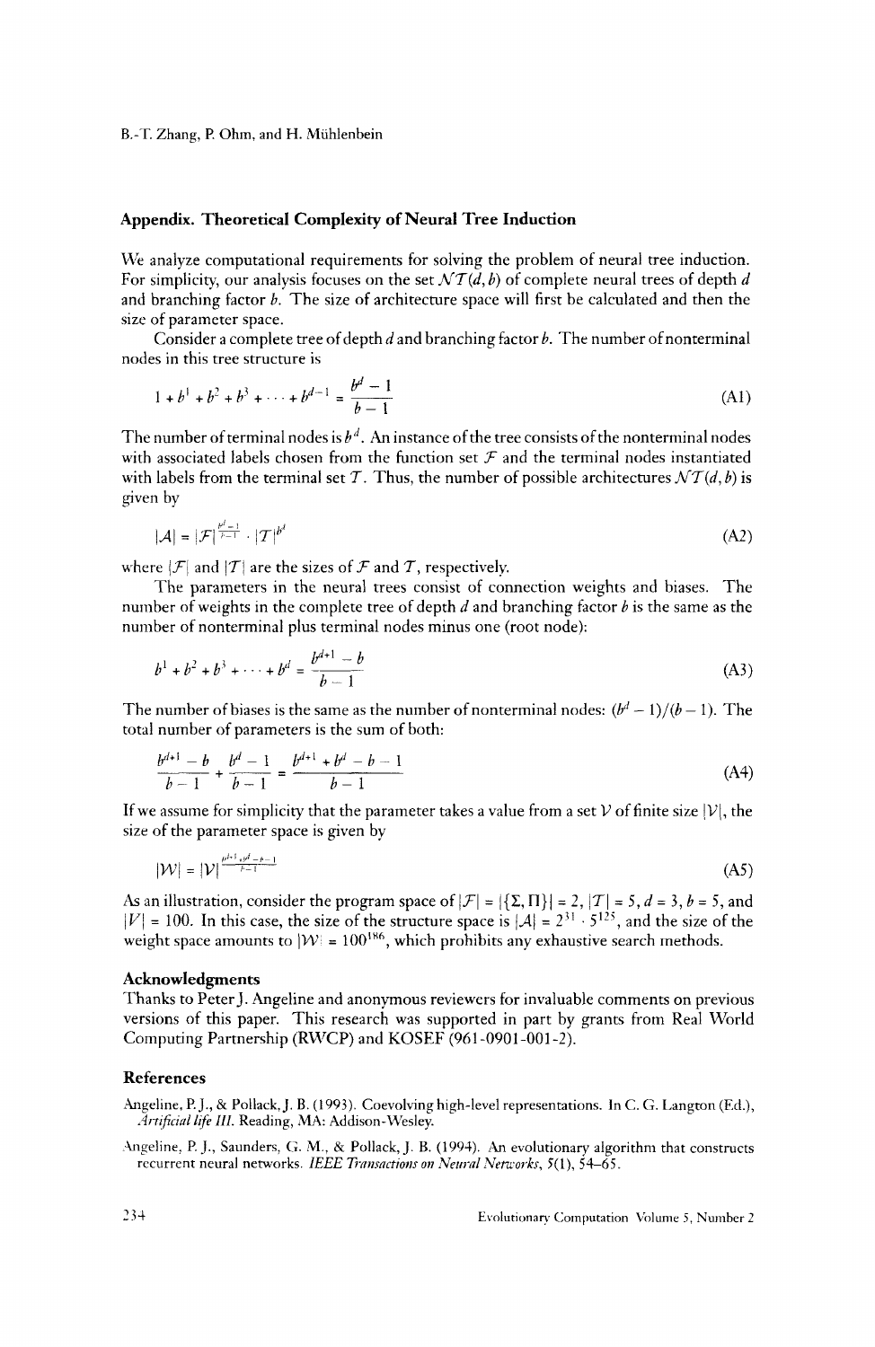## Appendix. Theoretical Complexity of Neural Tree Induction

We analyze computational requirements for solving the problem of neural tree induction. For simplicity, our analysis focuses on the set $\mathcal{NT}(d, b)$ of complete neural trees of depth $d$ and branching factor $b$. The size of architecture space will first be calculated and then the size of parameter space.

Consider a complete tree of depth $d$ and branching factor $b$. The number of nonterminal nodes in this tree structure is

$$1 + b^1 + b^2 + b^3 + \cdots + b^{d-1} = \frac{b^d - 1}{b - 1} \tag{A1}$$

The number of terminal nodes is $b^d$. An instance of the tree consists of the nonterminal nodes with associated labels chosen from the function set $\mathcal{F}$ and the terminal nodes instantiated with labels from the terminal set $\mathcal{T}$. Thus, the number of possible architectures $\mathcal{NT}(d, b)$ is given by

$$|\mathcal{A}| = |\mathcal{F}|^{\frac{b^d - 1}{b - 1}} \cdot |\mathcal{T}|^{b^d} \tag{A2}$$

where $|\mathcal{F}|$ and $|\mathcal{T}|$ are the sizes of $\mathcal{F}$ and $\mathcal{T}$, respectively.

The parameters in the neural trees consist of connection weights and biases. The number of weights in the complete tree of depth $d$ and branching factor $b$ is the same as the number of nonterminal plus terminal nodes minus one (root node):

$$b^1 + b^2 + b^3 + \cdots + b^d = \frac{b^{d+1} - b}{b - 1} \tag{A3}$$

The number of biases is the same as the number of nonterminal nodes: $(b^d - 1)/(b - 1)$. The total number of parameters is the sum of both:

$$\frac{b^{d+1} - b}{b - 1} + \frac{b^d - 1}{b - 1} = \frac{b^{d+1} + b^d - b - 1}{b - 1} \tag{A4}$$

If we assume for simplicity that the parameter takes a value from a set $\mathcal{V}$ of finite size $|\mathcal{V}|$, the size of the parameter space is given by

$$|\mathcal{W}| = |\mathcal{V}|^{\frac{b^{d+1} + b^d - b - 1}{b - 1}} \tag{A5}$$

As an illustration, consider the program space of $|\mathcal{F}| = |\{\Sigma, \Pi\}| = 2$, $|\mathcal{T}| = 5$, $d = 3$, $b = 5$, and $|V| = 100$. In this case, the size of the structure space is $|\mathcal{A}| = 2^{31} \cdot 5^{125}$, and the size of the weight space amounts to $|\mathcal{W}| = 100^{186}$, which prohibits any exhaustive search methods.

### Acknowledgments

Thanks to Peter J. Angeline and anonymous reviewers for invaluable comments on previous versions of this paper. This research was supported in part by grants from Real World Computing Partnership (RWCP) and KOSEF (961-0901-001-2).

### References

Angeline, P. J., & Pollack, J. B. (1993). Coevolving high-level representations. In C. G. Langton (Ed.), *Artificial life III*. Reading, MA: Addison-Wesley.

Angeline, P. J., Saunders, G. M., & Pollack, J. B. (1994). An evolutionary algorithm that constructs recurrent neural networks. *IEEE Transactions on Neural Networks*, *5*(1), 54–65.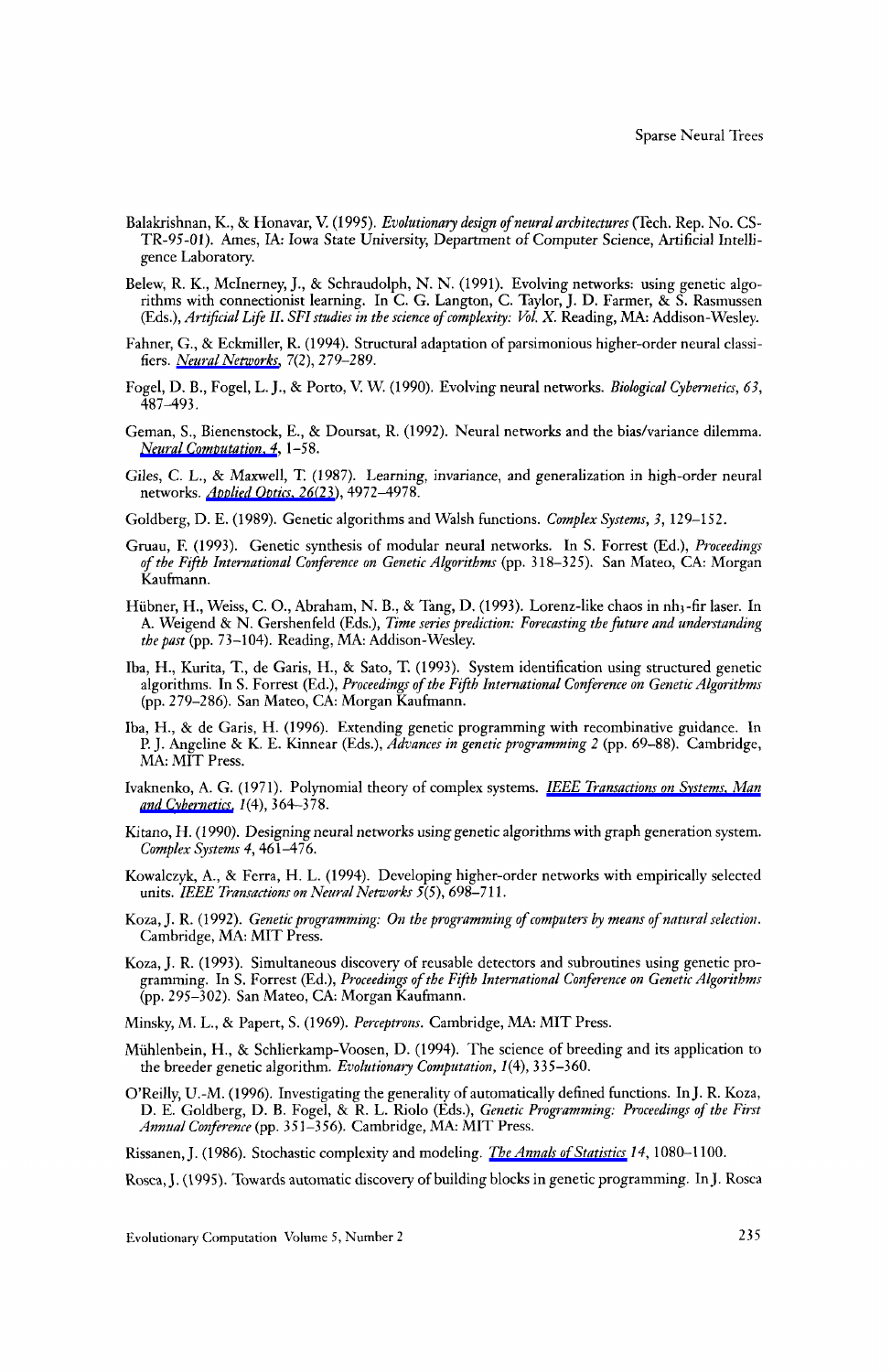Balakrishnan, K., & Honavar, V. (1995). *Evolutionary design of neural architectures* (Tech. Rep. No. CS-TR-95-01). Ames, IA: Iowa State University, Department of Computer Science, Artificial Intelligence Laboratory.

Belew, R. K., McInerney, J., & Schraudolph, N. N. (1991). Evolving networks: using genetic algorithms with connectionist learning. In C. G. Langton, C. Taylor, J. D. Farmer, & S. Rasmussen (Eds.), *Artificial Life II. SFI studies in the science of complexity: Vol. X.* Reading, MA: Addison-Wesley.

Fahner, G., & Eckmiller, R. (1994). Structural adaptation of parsimonious higher-order neural classifiers. *Neural Networks, 7*(2), 279–289.

Fogel, D. B., Fogel, L. J., & Porto, V. W. (1990). Evolving neural networks. *Biological Cybernetics, 63*, 487–493.

Geman, S., Bienenstock, E., & Doursat, R. (1992). Neural networks and the bias/variance dilemma. *Neural Computation, 4*, 1–58.

Giles, C. L., & Maxwell, T. (1987). Learning, invariance, and generalization in high-order neural networks. *Applied Optics, 26*(23), 4972–4978.

Goldberg, D. E. (1989). Genetic algorithms and Walsh functions. *Complex Systems, 3*, 129–152.

Gruau, F. (1993). Genetic synthesis of modular neural networks. In S. Forrest (Ed.), *Proceedings of the Fifth International Conference on Genetic Algorithms* (pp. 318–325). San Mateo, CA: Morgan Kaufmann.

Hübner, H., Weiss, C. O., Abraham, N. B., & Tang, D. (1993). Lorenz-like chaos in $nh_3$-fir laser. In A. Weigend & N. Gershenfeld (Eds.), *Time series prediction: Forecasting the future and understanding the past* (pp. 73–104). Reading, MA: Addison-Wesley.

Iba, H., Kurita, T., de Garis, H., & Sato, T. (1993). System identification using structured genetic algorithms. In S. Forrest (Ed.), *Proceedings of the Fifth International Conference on Genetic Algorithms* (pp. 279–286). San Mateo, CA: Morgan Kaufmann.

Iba, H., & de Garis, H. (1996). Extending genetic programming with recombinative guidance. In P. J. Angeline & K. E. Kinnear (Eds.), *Advances in genetic programming 2* (pp. 69–88). Cambridge, MA: MIT Press.

Ivaknenko, A. G. (1971). Polynomial theory of complex systems. *IEEE Transactions on Systems, Man and Cybernetics, 1*(4), 364–378.

Kitano, H. (1990). Designing neural networks using genetic algorithms with graph generation system. *Complex Systems 4*, 461–476.

Kowalczyk, A., & Ferra, H. L. (1994). Developing higher-order networks with empirically selected units. *IEEE Transactions on Neural Networks 5*(5), 698–711.

Koza, J. R. (1992). *Genetic programming: On the programming of computers by means of natural selection.* Cambridge, MA: MIT Press.

Koza, J. R. (1993). Simultaneous discovery of reusable detectors and subroutines using genetic programming. In S. Forrest (Ed.), *Proceedings of the Fifth International Conference on Genetic Algorithms* (pp. 295–302). San Mateo, CA: Morgan Kaufmann.

Minsky, M. L., & Papert, S. (1969). *Perceptrons.* Cambridge, MA: MIT Press.

Mühlenbein, H., & Schlierkamp-Voosen, D. (1994). The science of breeding and its application to the breeder genetic algorithm. *Evolutionary Computation, 1*(4), 335–360.

O'Reilly, U.-M. (1996). Investigating the generality of automatically defined functions. In J. R. Koza, D. E. Goldberg, D. B. Fogel, & R. L. Riolo (Eds.), *Genetic Programming: Proceedings of the First Annual Conference* (pp. 351–356). Cambridge, MA: MIT Press.

Rissanen, J. (1986). Stochastic complexity and modeling. *The Annals of Statistics 14*, 1080–1100.

Rosca, J. (1995). Towards automatic discovery of building blocks in genetic programming. In J. Rosca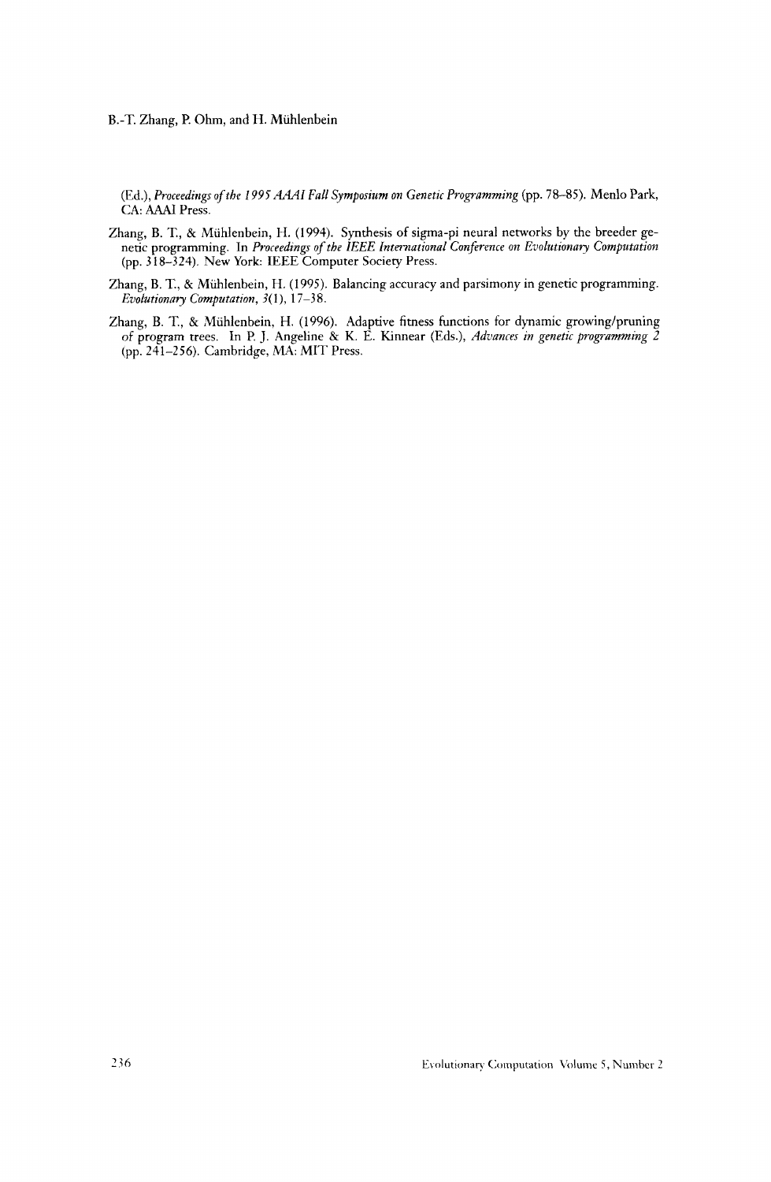(Ed.), *Proceedings of the 1995 AAAI Fall Symposium on Genetic Programming* (pp. 78–85). Menlo Park, CA: AAAI Press.

Zhang, B. T., & Mühlenbein, H. (1994). Synthesis of sigma-pi neural networks by the breeder genetic programming. In *Proceedings of the IEEE International Conference on Evolutionary Computation* (pp. 318–324). New York: IEEE Computer Society Press.

Zhang, B. T., & Mühlenbein, H. (1995). Balancing accuracy and parsimony in genetic programming. *Evolutionary Computation*, *3*(1), 17–38.

Zhang, B. T., & Mühlenbein, H. (1996). Adaptive fitness functions for dynamic growing/pruning of program trees. In P. J. Angeline & K. E. Kinnear (Eds.), *Advances in genetic programming 2* (pp. 241–256). Cambridge, MA: MIT Press.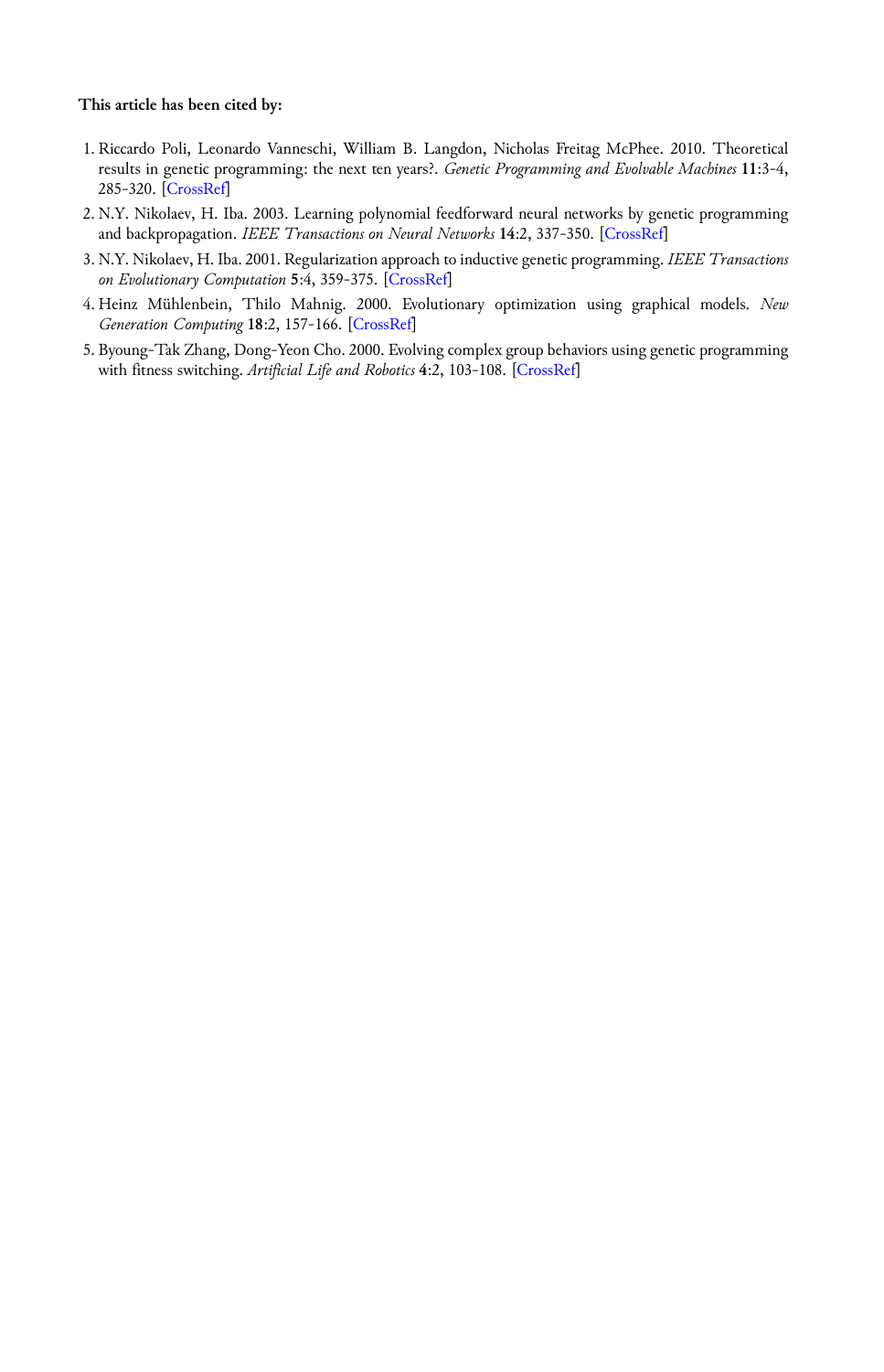**This article has been cited by:**

1. Riccardo Poli, Leonardo Vanneschi, William B. Langdon, Nicholas Freitag McPhee. 2010. Theoretical results in genetic programming: the next ten years?. *Genetic Programming and Evolvable Machines* **11**:3-4, 285-320. [CrossRef]
2. N.Y. Nikolaev, H. Iba. 2003. Learning polynomial feedforward neural networks by genetic programming and backpropagation. *IEEE Transactions on Neural Networks* **14**:2, 337-350. [CrossRef]
3. N.Y. Nikolaev, H. Iba. 2001. Regularization approach to inductive genetic programming. *IEEE Transactions on Evolutionary Computation* **5**:4, 359-375. [CrossRef]
4. Heinz Mühlenbein, Thilo Mahnig. 2000. Evolutionary optimization using graphical models. *New Generation Computing* **18**:2, 157-166. [CrossRef]
5. Byoung-Tak Zhang, Dong-Yeon Cho. 2000. Evolving complex group behaviors using genetic programming with fitness switching. *Artificial Life and Robotics* **4**:2, 103-108. [CrossRef]